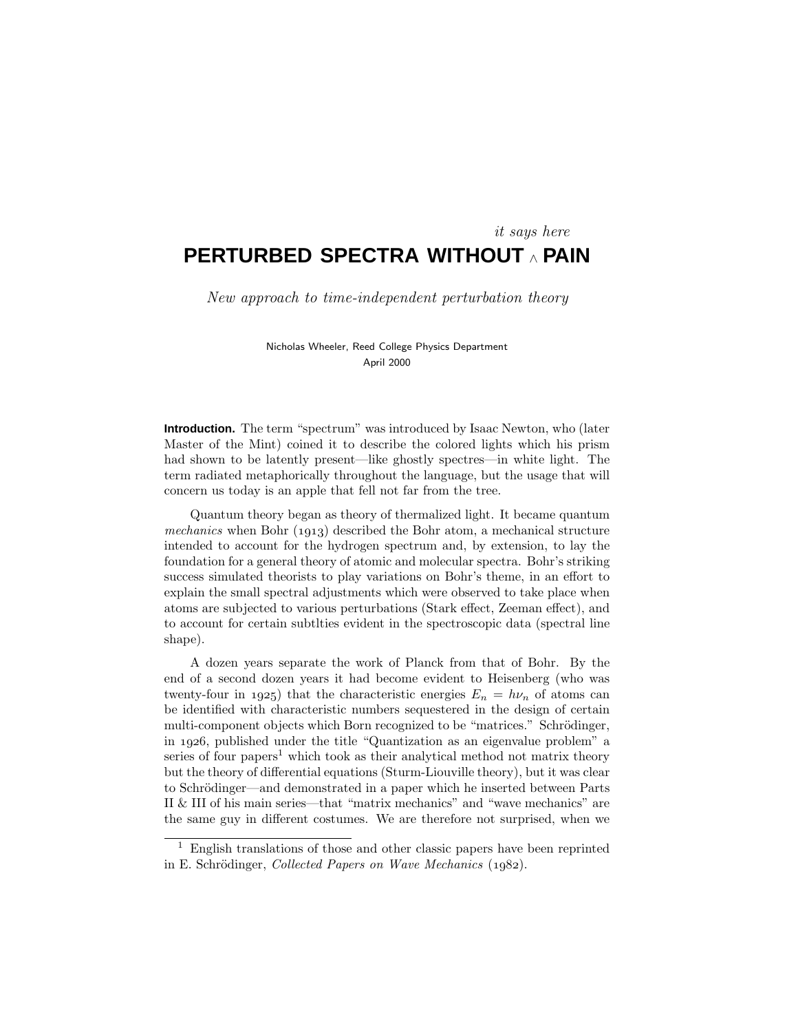*it says here*

# PERTURBED SPECTRA WITHOUT ∧ PAIN

*New approach to time-independent perturbation theory*

Nicholas Wheeler, Reed College Physics Department
April 2000

**Introduction.** The term "spectrum" was introduced by Isaac Newton, who (later Master of the Mint) coined it to describe the colored lights which his prism had shown to be latently present—like ghostly spectres—in white light. The term radiated metaphorically throughout the language, but the usage that will concern us today is an apple that fell not far from the tree.

Quantum theory began as theory of thermalized light. It became quantum *mechanics* when Bohr (1913) described the Bohr atom, a mechanical structure intended to account for the hydrogen spectrum and, by extension, to lay the foundation for a general theory of atomic and molecular spectra. Bohr's striking success simulated theorists to play variations on Bohr's theme, in an effort to explain the small spectral adjustments which were observed to take place when atoms are subjected to various perturbations (Stark effect, Zeeman effect), and to account for certain subtlties evident in the spectroscopic data (spectral line shape).

A dozen years separate the work of Planck from that of Bohr. By the end of a second dozen years it had become evident to Heisenberg (who was twenty-four in 1925) that the characteristic energies $E_n = h\nu_n$ of atoms can be identified with characteristic numbers sequestered in the design of certain multi-component objects which Born recognized to be "matrices." Schrödinger, in 1926, published under the title "Quantization as an eigenvalue problem" a series of four papers[1] which took as their analytical method not matrix theory but the theory of differential equations (Sturm-Liouville theory), but it was clear to Schrödinger—and demonstrated in a paper which he inserted between Parts II & III of his main series—that "matrix mechanics" and "wave mechanics" are the same guy in different costumes. We are therefore not surprised, when we

[1] English translations of those and other classic papers have been reprinted in E. Schrödinger, *Collected Papers on Wave Mechanics* (1982).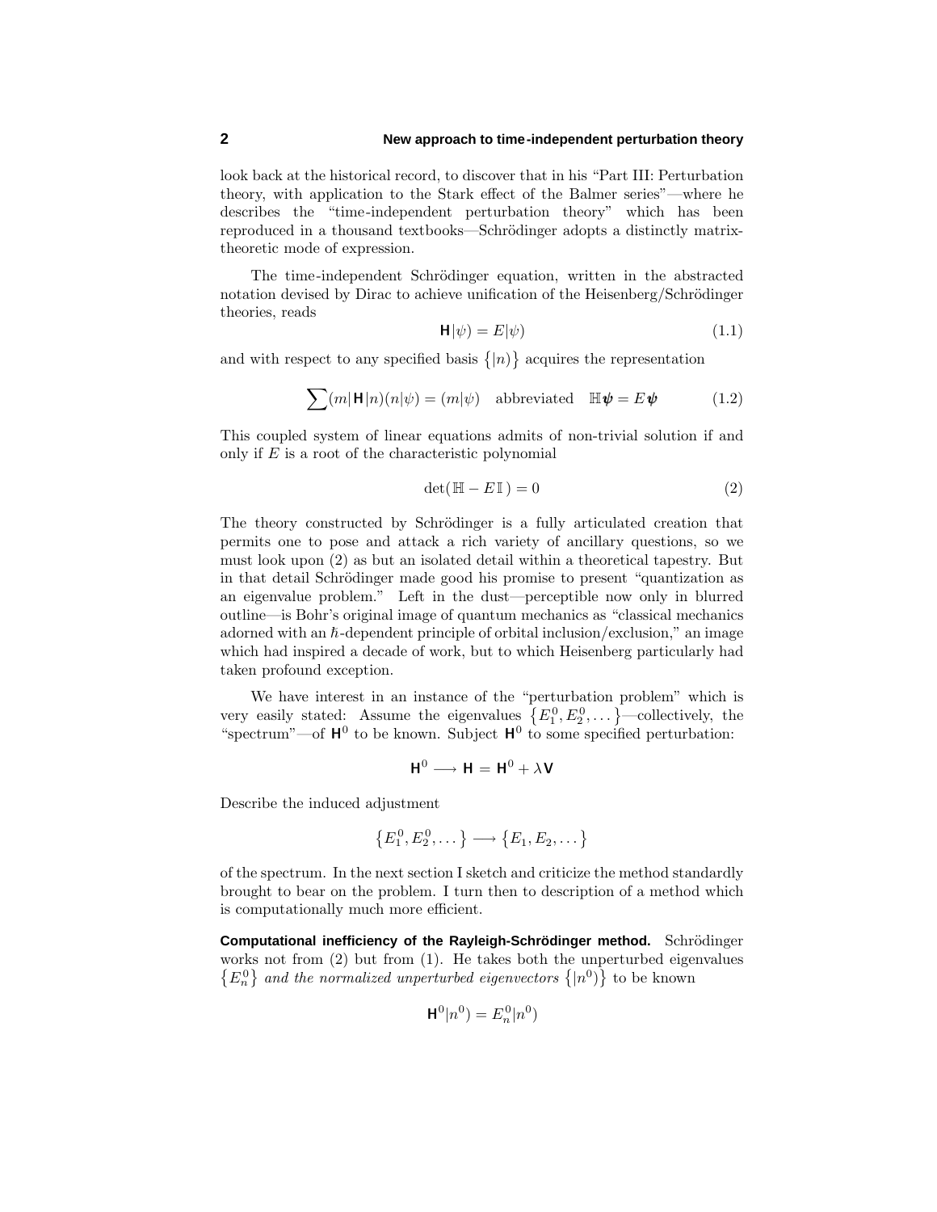look back at the historical record, to discover that in his "Part III: Perturbation theory, with application to the Stark effect of the Balmer series"—where he describes the "time-independent perturbation theory" which has been reproduced in a thousand textbooks—Schrödinger adopts a distinctly matrix-theoretic mode of expression.

The time-independent Schrödinger equation, written in the abstracted notation devised by Dirac to achieve unification of the Heisenberg/Schrödinger theories, reads

$$\mathbf{H}|\psi) = E|\psi) \tag{1.1}$$

and with respect to any specified basis $\{|n)\}$ acquires the representation

$$\sum (m|\mathbf{H}|n)(n|\psi) = (m|\psi) \quad \text{abbreviated} \quad \mathbb{H}\boldsymbol{\psi} = E\boldsymbol{\psi} \tag{1.2}$$

This coupled system of linear equations admits of non-trivial solution if and only if $E$ is a root of the characteristic polynomial

$$\det(\mathbb{H} - E\,\mathbb{I}\,) = 0 \tag{2}$$

The theory constructed by Schrödinger is a fully articulated creation that permits one to pose and attack a rich variety of ancillary questions, so we must look upon (2) as but an isolated detail within a theoretical tapestry. But in that detail Schrödinger made good his promise to present "quantization as an eigenvalue problem." Left in the dust—perceptible now only in blurred outline—is Bohr's original image of quantum mechanics as "classical mechanics adorned with an $\hbar$-dependent principle of orbital inclusion/exclusion," an image which had inspired a decade of work, but to which Heisenberg particularly had taken profound exception.

We have interest in an instance of the "perturbation problem" which is very easily stated: Assume the eigenvalues $\{E_1^0, E_2^0, \dots\}$—collectively, the "spectrum"—of $\mathbf{H}^0$ to be known. Subject $\mathbf{H}^0$ to some specified perturbation:

$$\mathbf{H}^0 \longrightarrow \mathbf{H} = \mathbf{H}^0 + \lambda\mathbf{V}$$

Describe the induced adjustment

$$\{E_1^0, E_2^0, \dots\} \longrightarrow \{E_1, E_2, \dots\}$$

of the spectrum. In the next section I sketch and criticize the method standardly brought to bear on the problem. I turn then to description of a method which is computationally much more efficient.

**Computational inefficiency of the Rayleigh-Schrödinger method.** Schrödinger works not from (2) but from (1). He takes both the unperturbed eigenvalues $\{E_n^0\}$ *and the normalized unperturbed eigenvectors* $\{|n^0)\}$ to be known

$$\mathbf{H}^0|n^0) = E_n^0|n^0)$$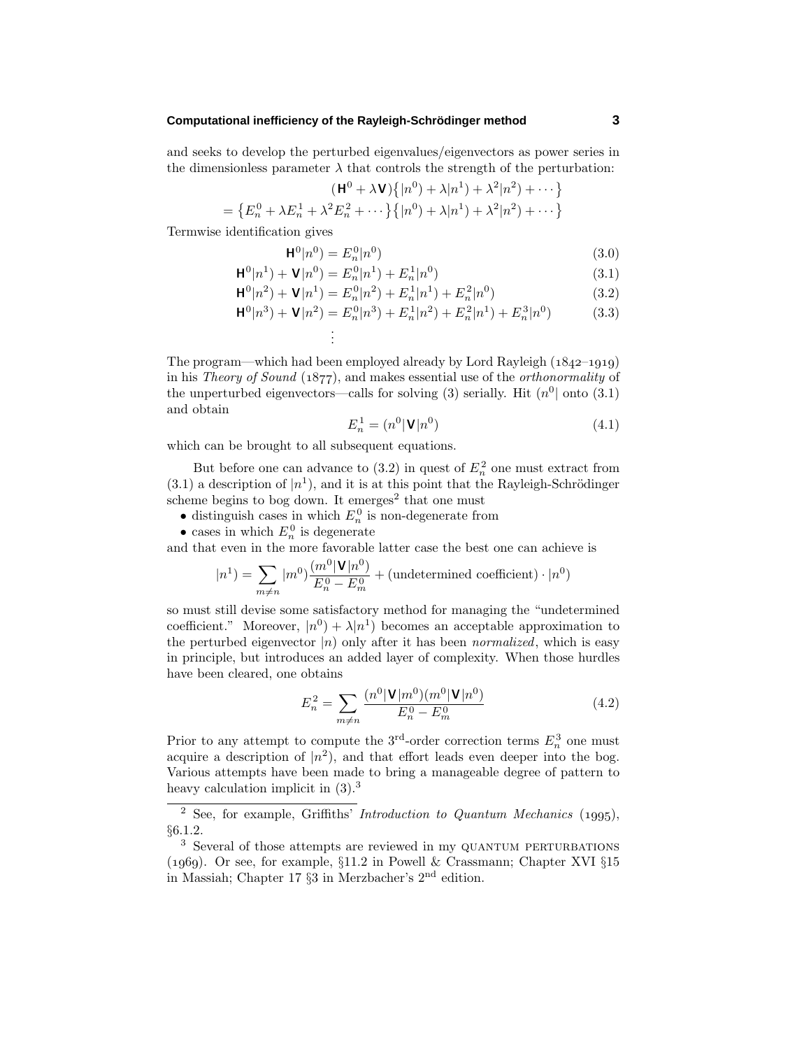and seeks to develop the perturbed eigenvalues/eigenvectors as power series in the dimensionless parameter $\lambda$ that controls the strength of the perturbation:

$$(\mathbf{H}^0 + \lambda\mathbf{V})\big\{|n^0) + \lambda|n^1) + \lambda^2|n^2) + \cdots\big\}$$
$$= \big\{E_n^0 + \lambda E_n^1 + \lambda^2 E_n^2 + \cdots\big\}\big\{|n^0) + \lambda|n^1) + \lambda^2|n^2) + \cdots\big\}$$

Termwise identification gives

$$\mathbf{H}^0|n^0) = E_n^0|n^0) \tag{3.0}$$

$$\mathbf{H}^0|n^1) + \mathbf{V}|n^0) = E_n^0|n^1) + E_n^1|n^0) \tag{3.1}$$

$$\mathbf{H}^0|n^2) + \mathbf{V}|n^1) = E_n^0|n^2) + E_n^1|n^1) + E_n^2|n^0) \tag{3.2}$$

$$\mathbf{H}^0|n^3) + \mathbf{V}|n^2) = E_n^0|n^3) + E_n^1|n^2) + E_n^2|n^1) + E_n^3|n^0) \tag{3.3}$$

$$\vdots$$

The program—which had been employed already by Lord Rayleigh (1842–1919) in his *Theory of Sound* (1877), and makes essential use of the *orthonormality* of the unperturbed eigenvectors—calls for solving (3) serially. Hit $(n^0|$ onto (3.1) and obtain

$$E_n^1 = (n^0|\mathbf{V}|n^0) \tag{4.1}$$

which can be brought to all subsequent equations.

But before one can advance to (3.2) in quest of $E_n^2$ one must extract from (3.1) a description of $|n^1)$, and it is at this point that the Rayleigh-Schrödinger scheme begins to bog down. It emerges[2] that one must

- distinguish cases in which $E_n^0$ is non-degenerate from
- cases in which $E_n^0$ is degenerate

and that even in the more favorable latter case the best one can achieve is

$$|n^1) = \sum_{m\neq n} |m^0)\frac{(m^0|\mathbf{V}|n^0)}{E_n^0 - E_m^0} + (\text{undetermined coefficient})\cdot|n^0)$$

so must still devise some satisfactory method for managing the "undetermined coefficient." Moreover, $|n^0) + \lambda|n^1)$ becomes an acceptable approximation to the perturbed eigenvector $|n)$ only after it has been *normalized*, which is easy in principle, but introduces an added layer of complexity. When those hurdles have been cleared, one obtains

$$E_n^2 = \sum_{m\neq n} \frac{(n^0|\mathbf{V}|m^0)(m^0|\mathbf{V}|n^0)}{E_n^0 - E_m^0} \tag{4.2}$$

Prior to any attempt to compute the 3rd-order correction terms $E_n^3$ one must acquire a description of $|n^2)$, and that effort leads even deeper into the bog. Various attempts have been made to bring a manageable degree of pattern to heavy calculation implicit in (3).[3]

---

[2] See, for example, Griffiths' *Introduction to Quantum Mechanics* (1995), §6.1.2.

[3] Several of those attempts are reviewed in my QUANTUM PERTURBATIONS (1969). Or see, for example, §11.2 in Powell & Crassmann; Chapter XVI §15 in Massiah; Chapter 17 §3 in Merzbacher's 2nd edition.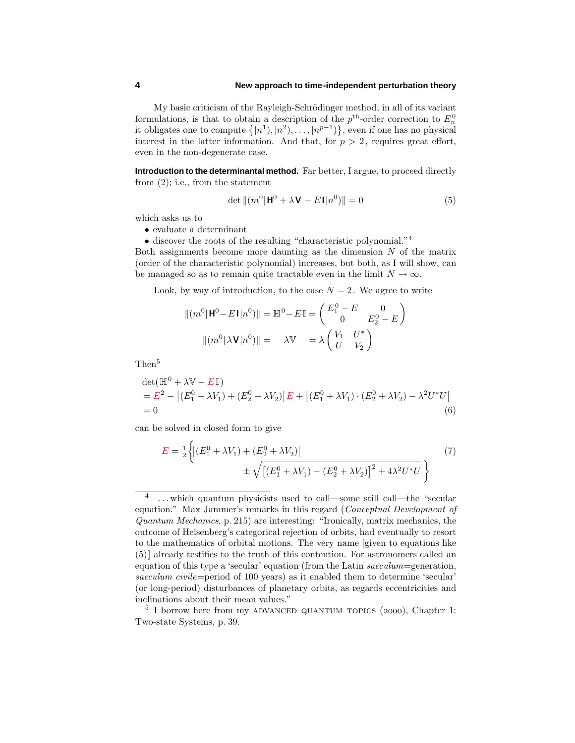My basic criticism of the Rayleigh-Schrödinger method, in all of its variant formulations, is that to obtain a description of the $p^{\text{th}}$-order correction to $E_n^0$ it obligates one to compute $\{|n^1), |n^2), \dots, |n^{p-1})\}$, even if one has no physical interest in the latter information. And that, for $p > 2$, requires great effort, even in the non-degenerate case.

**Introduction to the determinantal method.** Far better, I argue, to proceed directly from (2); i.e., from the statement

$$\det \|(m^0|\mathbf{H}^0 + \lambda\mathbf{V} - E\,\mathbf{I}|n^0)\| = 0 \tag{5}$$

which asks us to

- evaluate a determinant
- discover the roots of the resulting "characteristic polynomial."[4]

Both assignments become more daunting as the dimension $N$ of the matrix (order of the characteristic polynomial) increases, but both, as I will show, can be managed so as to remain quite tractable even in the limit $N \to \infty$.

Look, by way of introduction, to the case $N = 2$. We agree to write

$$\|(m^0|\mathbf{H}^0 - E\,\mathbf{I}|n^0)\| = \mathbb{H}^0 - E\,\mathbb{I} = \begin{pmatrix} E_1^0 - E & 0 \\ 0 & E_2^0 - E \end{pmatrix}$$

$$\|(m^0|\lambda\mathbf{V}|n^0)\| = \quad \lambda\mathbb{V} \quad = \lambda \begin{pmatrix} V_1 & U^* \\ U & V_2 \end{pmatrix}$$

Then[5]

$$\begin{aligned} &\det(\mathbb{H}^0 + \lambda\mathbb{V} - E\,\mathbb{I}) \\ &= E^2 - \big[(E_1^0 + \lambda V_1) + (E_2^0 + \lambda V_2)\big]E + \big[(E_1^0 + \lambda V_1)\cdot(E_2^0 + \lambda V_2) - \lambda^2 U^* U\big] \\ &= 0 \end{aligned} \tag{6}$$

can be solved in closed form to give

$$E = \tfrac{1}{2}\Big\{\big[(E_1^0 + \lambda V_1) + (E_2^0 + \lambda V_2)\big] \pm \sqrt{\big[(E_1^0 + \lambda V_1) - (E_2^0 + \lambda V_2)\big]^2 + 4\lambda^2 U^* U}\,\Big\} \tag{7}$$

---

[4] ...which quantum physicists used to call—some still call—the "secular equation." Max Jammer's remarks in this regard (*Conceptual Development of Quantum Mechanics*, p. 215) are interesting: "Ironically, matrix mechanics, the outcome of Heisenberg's categorical rejection of orbits, had eventually to resort to the mathematics of orbital motions. The very name [given to equations like (5)] already testifies to the truth of this contention. For astronomers called an equation of this type a 'secular' equation (from the Latin *saeculum*=generation, *saeculum civile*=period of 100 years) as it enabled them to determine 'secular' (or long-period) disturbances of planetary orbits, as regards eccentricities and inclinations about their mean values."

[5] I borrow here from my ADVANCED QUANTUM TOPICS (2000), Chapter 1: Two-state Systems, p. 39.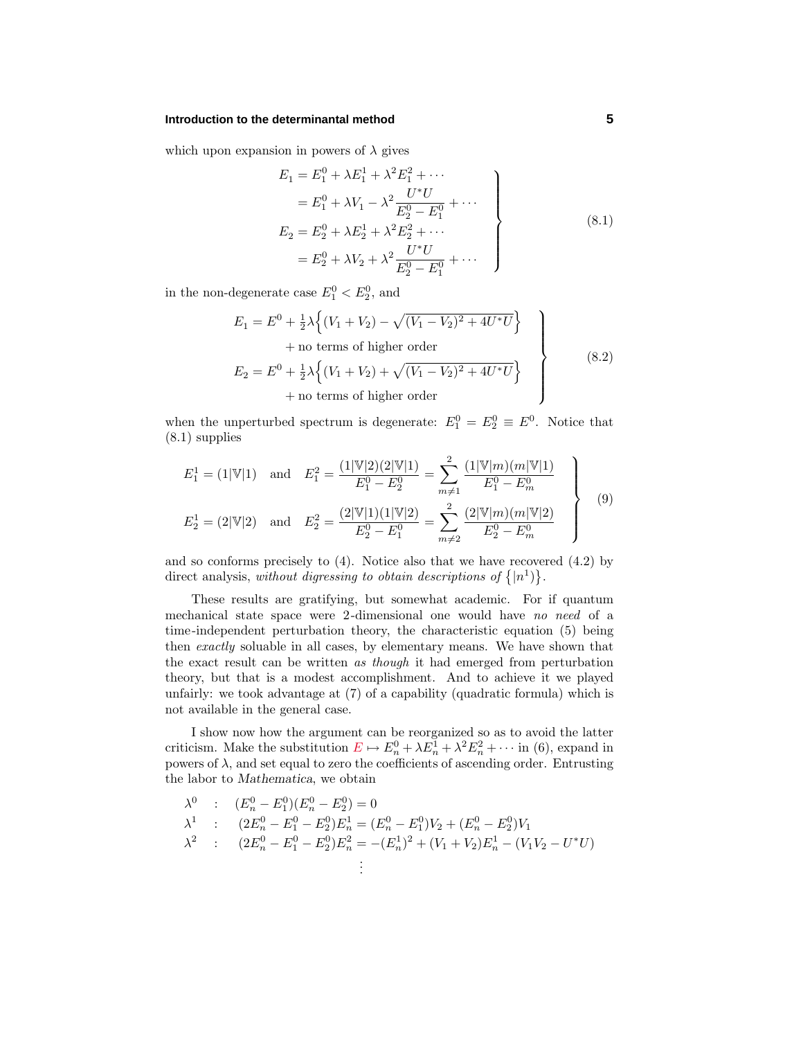which upon expansion in powers of $\lambda$ gives

$$
\left.
\begin{aligned}
E_1 &= E_1^0 + \lambda E_1^1 + \lambda^2 E_1^2 + \cdots \\
&= E_1^0 + \lambda V_1 - \lambda^2 \frac{U^*U}{E_2^0 - E_1^0} + \cdots \\
E_2 &= E_2^0 + \lambda E_2^1 + \lambda^2 E_2^2 + \cdots \\
&= E_2^0 + \lambda V_2 + \lambda^2 \frac{U^*U}{E_2^0 - E_1^0} + \cdots
\end{aligned}
\right\} \tag{8.1}
$$

in the non-degenerate case $E_1^0 < E_2^0$, and

$$
\left.
\begin{aligned}
E_1 &= E^0 + \tfrac{1}{2}\lambda\Big\{(V_1+V_2) - \sqrt{(V_1-V_2)^2 + 4U^*U}\Big\} \\
&\qquad + \text{no terms of higher order} \\
E_2 &= E^0 + \tfrac{1}{2}\lambda\Big\{(V_1+V_2) + \sqrt{(V_1-V_2)^2 + 4U^*U}\Big\} \\
&\qquad + \text{no terms of higher order}
\end{aligned}
\right\} \tag{8.2}
$$

when the unperturbed spectrum is degenerate: $E_1^0 = E_2^0 \equiv E^0$. Notice that (8.1) supplies

$$
\left.
\begin{aligned}
E_1^1 &= (1|\mathbb{V}|1) \quad\text{and}\quad E_1^2 = \frac{(1|\mathbb{V}|2)(2|\mathbb{V}|1)}{E_1^0 - E_2^0} = \sum_{m\neq 1}^{2} \frac{(1|\mathbb{V}|m)(m|\mathbb{V}|1)}{E_1^0 - E_m^0} \\
E_2^1 &= (2|\mathbb{V}|2) \quad\text{and}\quad E_2^2 = \frac{(2|\mathbb{V}|1)(1|\mathbb{V}|2)}{E_2^0 - E_1^0} = \sum_{m\neq 2}^{2} \frac{(2|\mathbb{V}|m)(m|\mathbb{V}|2)}{E_2^0 - E_m^0}
\end{aligned}
\right\} \tag{9}
$$

and so conforms precisely to (4). Notice also that we have recovered (4.2) by direct analysis, *without digressing to obtain descriptions of* $\big\{|n^1)\big\}$.

These results are gratifying, but somewhat academic. For if quantum mechanical state space were 2-dimensional one would have *no need* of a time-independent perturbation theory, the characteristic equation (5) being then *exactly* soluable in all cases, by elementary means. We have shown that the exact result can be written *as though* it had emerged from perturbation theory, but that is a modest accomplishment. And to achieve it we played unfairly: we took advantage at (7) of a capability (quadratic formula) which is not available in the general case.

I show now how the argument can be reorganized so as to avoid the latter criticism. Make the substitution $E \mapsto E_n^0 + \lambda E_n^1 + \lambda^2 E_n^2 + \cdots$ in (6), expand in powers of $\lambda$, and set equal to zero the coefficients of ascending order. Entrusting the labor to *Mathematica*, we obtain

$$
\begin{aligned}
\lambda^0 &\quad:\quad (E_n^0 - E_1^0)(E_n^0 - E_2^0) = 0 \\
\lambda^1 &\quad:\quad (2E_n^0 - E_1^0 - E_2^0)E_n^1 = (E_n^0 - E_1^0)V_2 + (E_n^0 - E_2^0)V_1 \\
\lambda^2 &\quad:\quad (2E_n^0 - E_1^0 - E_2^0)E_n^2 = -(E_n^1)^2 + (V_1+V_2)E_n^1 - (V_1V_2 - U^*U) \\
&\qquad\qquad\vdots
\end{aligned}
$$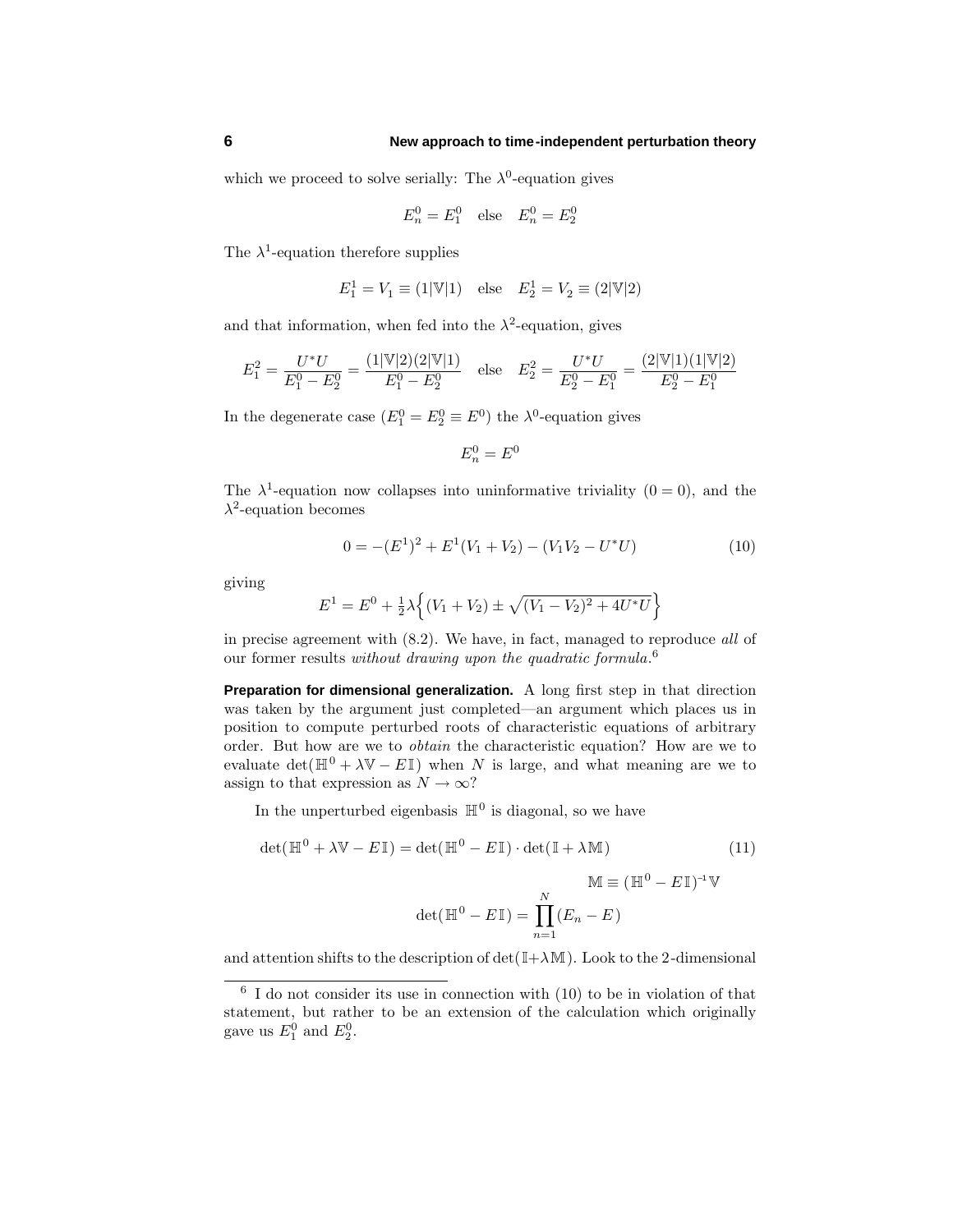which we proceed to solve serially: The $\lambda^0$-equation gives

$$E_n^0 = E_1^0 \quad \text{else} \quad E_n^0 = E_2^0$$

The $\lambda^1$-equation therefore supplies

$$E_1^1 = V_1 \equiv (1|\mathbb{V}|1) \quad \text{else} \quad E_2^1 = V_2 \equiv (2|\mathbb{V}|2)$$

and that information, when fed into the $\lambda^2$-equation, gives

$$E_1^2 = \frac{U^*U}{E_1^0 - E_2^0} = \frac{(1|\mathbb{V}|2)(2|\mathbb{V}|1)}{E_1^0 - E_2^0} \quad \text{else} \quad E_2^2 = \frac{U^*U}{E_2^0 - E_1^0} = \frac{(2|\mathbb{V}|1)(1|\mathbb{V}|2)}{E_2^0 - E_1^0}$$

In the degenerate case ($E_1^0 = E_2^0 \equiv E^0$) the $\lambda^0$-equation gives

$$E_n^0 = E^0$$

The $\lambda^1$-equation now collapses into uninformative triviality ($0 = 0$), and the $\lambda^2$-equation becomes

$$0 = -(E^1)^2 + E^1(V_1 + V_2) - (V_1V_2 - U^*U) \tag{10}$$

giving

$$E^1 = E^0 + \tfrac{1}{2}\lambda\Big\{(V_1 + V_2) \pm \sqrt{(V_1 - V_2)^2 + 4U^*U}\Big\}$$

in precise agreement with (8.2). We have, in fact, managed to reproduce *all* of our former results *without drawing upon the quadratic formula*.[6]

**Preparation for dimensional generalization.** A long first step in that direction was taken by the argument just completed—an argument which places us in position to compute perturbed roots of characteristic equations of arbitrary order. But how are we to *obtain* the characteristic equation? How are we to evaluate $\det(\mathbb{H}^0 + \lambda\mathbb{V} - E\,\mathbb{I})$ when $N$ is large, and what meaning are we to assign to that expression as $N \to \infty$?

In the unperturbed eigenbasis $\mathbb{H}^0$ is diagonal, so we have

$$\det(\mathbb{H}^0 + \lambda\mathbb{V} - E\,\mathbb{I}) = \det(\mathbb{H}^0 - E\,\mathbb{I}) \cdot \det(\mathbb{I} + \lambda\mathbb{M}) \tag{11}$$

$$\mathbb{M} \equiv (\mathbb{H}^0 - E\,\mathbb{I})^{-1}\mathbb{V}$$

$$\det(\mathbb{H}^0 - E\,\mathbb{I}) = \prod_{n=1}^{N}(E_n - E)$$

and attention shifts to the description of $\det(\mathbb{I}+\lambda\mathbb{M})$. Look to the 2-dimensional

[6] I do not consider its use in connection with (10) to be in violation of that statement, but rather to be an extension of the calculation which originally gave us $E_1^0$ and $E_2^0$.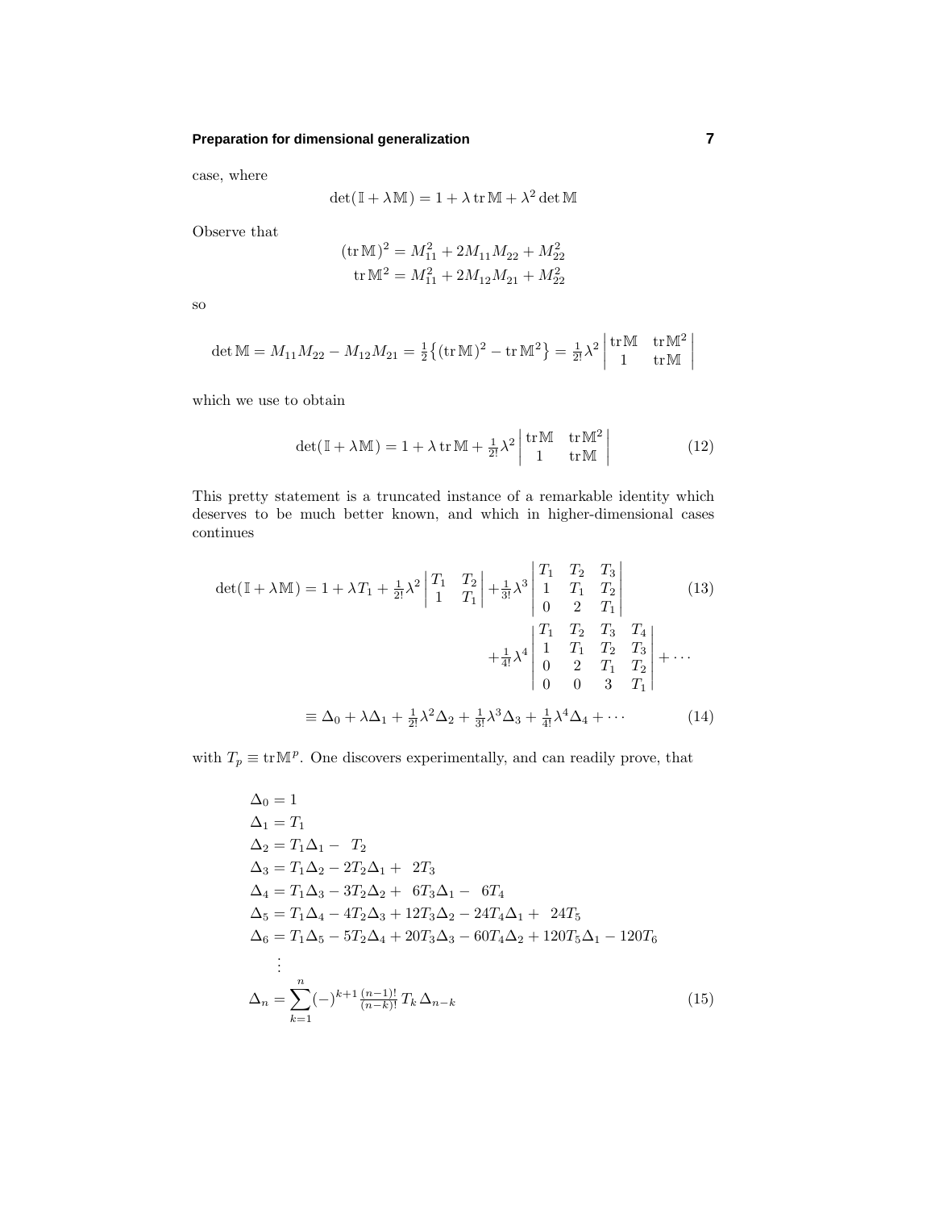case, where

$$\det(\mathbb{I} + \lambda\mathbb{M}) = 1 + \lambda\,\mathrm{tr}\,\mathbb{M} + \lambda^2 \det \mathbb{M}$$

Observe that

$$\begin{aligned}
(\mathrm{tr}\,\mathbb{M})^2 &= M_{11}^2 + 2M_{11}M_{22} + M_{22}^2 \\
\mathrm{tr}\,\mathbb{M}^2 &= M_{11}^2 + 2M_{12}M_{21} + M_{22}^2
\end{aligned}$$

so

$$\det \mathbb{M} = M_{11}M_{22} - M_{12}M_{21} = \tfrac{1}{2}\big\{(\mathrm{tr}\,\mathbb{M})^2 - \mathrm{tr}\,\mathbb{M}^2\big\} = \tfrac{1}{2!}\lambda^2 \begin{vmatrix} \mathrm{tr}\mathbb{M} & \mathrm{tr}\mathbb{M}^2 \\ 1 & \mathrm{tr}\mathbb{M} \end{vmatrix}$$

which we use to obtain

$$\det(\mathbb{I} + \lambda\mathbb{M}) = 1 + \lambda\,\mathrm{tr}\,\mathbb{M} + \tfrac{1}{2!}\lambda^2 \begin{vmatrix} \mathrm{tr}\mathbb{M} & \mathrm{tr}\mathbb{M}^2 \\ 1 & \mathrm{tr}\mathbb{M} \end{vmatrix} \tag{12}$$

This pretty statement is a truncated instance of a remarkable identity which deserves to be much better known, and which in higher-dimensional cases continues

$$\begin{aligned}
\det(\mathbb{I} + \lambda\mathbb{M}) &= 1 + \lambda T_1 + \tfrac{1}{2!}\lambda^2 \begin{vmatrix} T_1 & T_2 \\ 1 & T_1 \end{vmatrix} + \tfrac{1}{3!}\lambda^3 \begin{vmatrix} T_1 & T_2 & T_3 \\ 1 & T_1 & T_2 \\ 0 & 2 & T_1 \end{vmatrix} \qquad (13)\\
&\qquad + \tfrac{1}{4!}\lambda^4 \begin{vmatrix} T_1 & T_2 & T_3 & T_4 \\ 1 & T_1 & T_2 & T_3 \\ 0 & 2 & T_1 & T_2 \\ 0 & 0 & 3 & T_1 \end{vmatrix} + \cdots \\
&\equiv \Delta_0 + \lambda\Delta_1 + \tfrac{1}{2!}\lambda^2\Delta_2 + \tfrac{1}{3!}\lambda^3\Delta_3 + \tfrac{1}{4!}\lambda^4\Delta_4 + \cdots \qquad (14)
\end{aligned}$$

with $T_p \equiv \mathrm{tr}\,\mathbb{M}^p$. One discovers experimentally, and can readily prove, that

$$\begin{aligned}
\Delta_0 &= 1 \\
\Delta_1 &= T_1 \\
\Delta_2 &= T_1\Delta_1 - T_2 \\
\Delta_3 &= T_1\Delta_2 - 2T_2\Delta_1 + 2T_3 \\
\Delta_4 &= T_1\Delta_3 - 3T_2\Delta_2 + 6T_3\Delta_1 - 6T_4 \\
\Delta_5 &= T_1\Delta_4 - 4T_2\Delta_3 + 12T_3\Delta_2 - 24T_4\Delta_1 + 24T_5 \\
\Delta_6 &= T_1\Delta_5 - 5T_2\Delta_4 + 20T_3\Delta_3 - 60T_4\Delta_2 + 120T_5\Delta_1 - 120T_6 \\
&\;\;\vdots \\
\Delta_n &= \sum_{k=1}^{n} (-)^{k+1} \tfrac{(n-1)!}{(n-k)!}\, T_k\, \Delta_{n-k}
\end{aligned} \tag{15}$$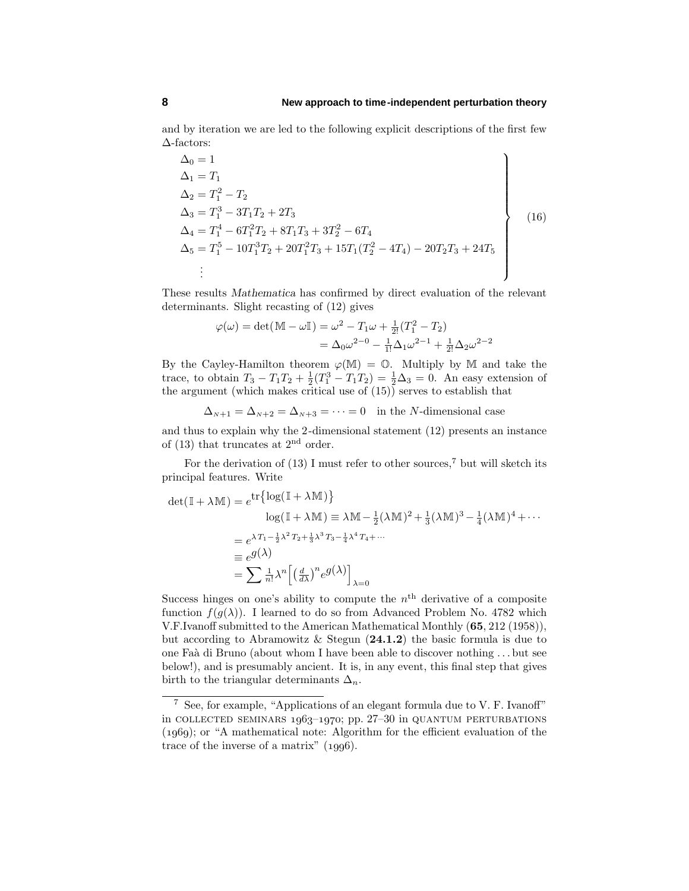and by iteration we are led to the following explicit descriptions of the first few $\Delta$-factors:

$$
\left.\begin{aligned}
\Delta_0 &= 1\\
\Delta_1 &= T_1\\
\Delta_2 &= T_1^2 - T_2\\
\Delta_3 &= T_1^3 - 3T_1T_2 + 2T_3\\
\Delta_4 &= T_1^4 - 6T_1^2T_2 + 8T_1T_3 + 3T_2^2 - 6T_4\\
\Delta_5 &= T_1^5 - 10T_1^3T_2 + 20T_1^2T_3 + 15T_1(T_2^2 - 4T_4) - 20T_2T_3 + 24T_5\\
&\;\;\vdots
\end{aligned}\right\} \tag{16}
$$

These results *Mathematica* has confirmed by direct evaluation of the relevant determinants. Slight recasting of (12) gives

$$
\begin{aligned}
\varphi(\omega) = \det(\mathbb{M} - \omega\mathbb{I}) &= \omega^2 - T_1\omega + \tfrac{1}{2!}(T_1^2 - T_2)\\
&= \Delta_0\omega^{2-0} - \tfrac{1}{1!}\Delta_1\omega^{2-1} + \tfrac{1}{2!}\Delta_2\omega^{2-2}
\end{aligned}
$$

By the Cayley-Hamilton theorem $\varphi(\mathbb{M}) = \mathbb{O}$. Multiply by $\mathbb{M}$ and take the trace, to obtain $T_3 - T_1T_2 + \frac{1}{2}(T_1^3 - T_1T_2) = \frac{1}{2}\Delta_3 = 0$. An easy extension of the argument (which makes critical use of (15)) serves to establish that

$$
\Delta_{N+1} = \Delta_{N+2} = \Delta_{N+3} = \cdots = 0 \quad \text{in the } N\text{-dimensional case}
$$

and thus to explain why the 2-dimensional statement (12) presents an instance of (13) that truncates at $2^{\text{nd}}$ order.

For the derivation of (13) I must refer to other sources,[7] but will sketch its principal features. Write

$$
\begin{aligned}
\det(\mathbb{I} + \lambda\mathbb{M}) &= e^{\mathrm{tr}\left\{\log(\mathbb{I} + \lambda\mathbb{M})\right\}}\\
&\qquad \log(\mathbb{I} + \lambda\mathbb{M}) \equiv \lambda\mathbb{M} - \tfrac{1}{2}(\lambda\mathbb{M})^2 + \tfrac{1}{3}(\lambda\mathbb{M})^3 - \tfrac{1}{4}(\lambda\mathbb{M})^4 + \cdots\\
&= e^{\lambda T_1 - \frac{1}{2}\lambda^2 T_2 + \frac{1}{3}\lambda^3 T_3 - \frac{1}{4}\lambda^4 T_4 + \cdots}\\
&\equiv e^{g(\lambda)}\\
&= \sum \tfrac{1}{n!}\lambda^n \Big[\big(\tfrac{d}{d\lambda}\big)^n e^{g(\lambda)}\Big]_{\lambda=0}
\end{aligned}
$$

Success hinges on one's ability to compute the $n^{\text{th}}$ derivative of a composite function $f(g(\lambda))$. I learned to do so from Advanced Problem No. 4782 which V.F.Ivanoff submitted to the American Mathematical Monthly (**65**, 212 (1958)), but according to Abramowitz & Stegun (**24.1.2**) the basic formula is due to one Faà di Bruno (about whom I have been able to discover nothing ... but see below!), and is presumably ancient. It is, in any event, this final step that gives birth to the triangular determinants $\Delta_n$.

---

[7] See, for example, "Applications of an elegant formula due to V. F. Ivanoff" in COLLECTED SEMINARS 1963–1970; pp. 27–30 in QUANTUM PERTURBATIONS (1969); or "A mathematical note: Algorithm for the efficient evaluation of the trace of the inverse of a matrix" (1996).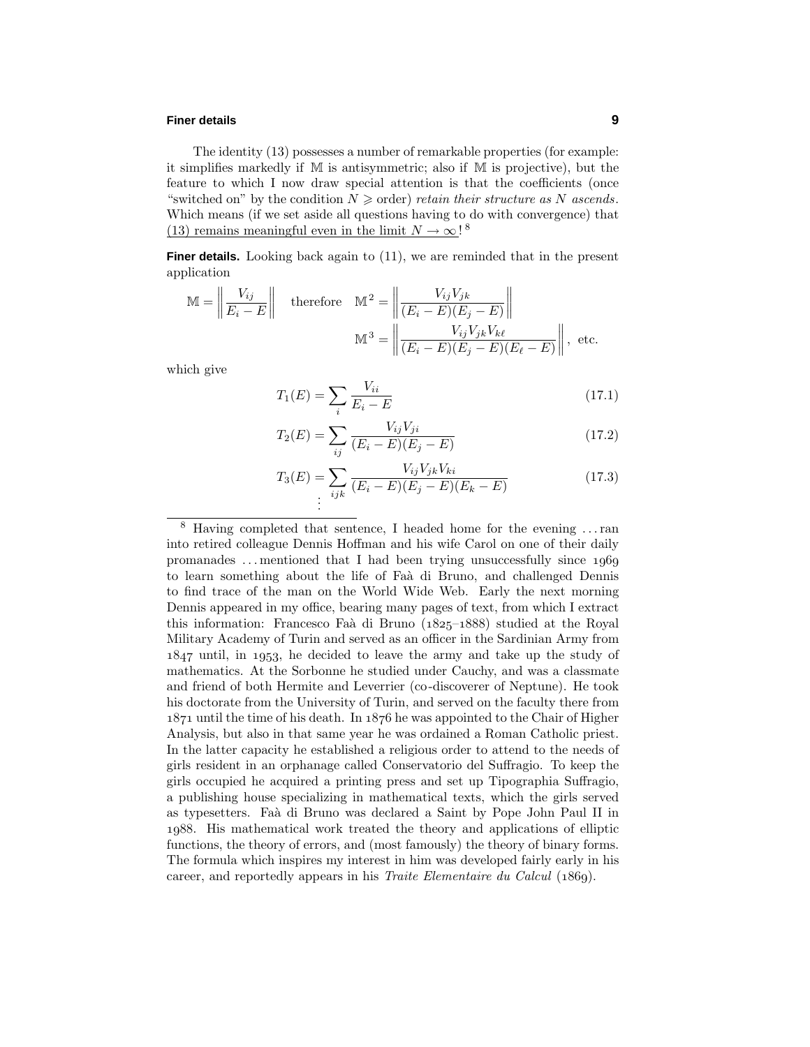The identity (13) possesses a number of remarkable properties (for example: it simplifies markedly if $\mathbb{M}$ is antisymmetric; also if $\mathbb{M}$ is projective), but the feature to which I now draw special attention is that the coefficients (once "switched on" by the condition $N \geqslant$ order) *retain their structure as N ascends*. Which means (if we set aside all questions having to do with convergence) that (13) remains meaningful even in the limit $N \to \infty$![8]

**Finer details.** Looking back again to (11), we are reminded that in the present application

$$\mathbb{M} = \left\| \frac{V_{ij}}{E_i - E} \right\| \quad \text{therefore} \quad \mathbb{M}^2 = \left\| \frac{V_{ij}V_{jk}}{(E_i - E)(E_j - E)} \right\|$$

$$\mathbb{M}^3 = \left\| \frac{V_{ij}V_{jk}V_{k\ell}}{(E_i - E)(E_j - E)(E_\ell - E)} \right\|, \text{ etc.}$$

which give

$$T_1(E) = \sum_i \frac{V_{ii}}{E_i - E} \tag{17.1}$$

$$T_2(E) = \sum_{ij} \frac{V_{ij}V_{ji}}{(E_i - E)(E_j - E)} \tag{17.2}$$

$$T_3(E) = \sum_{ijk} \frac{V_{ij}V_{jk}V_{ki}}{(E_i - E)(E_j - E)(E_k - E)} \tag{17.3}$$

$$\vdots$$

---

[8] Having completed that sentence, I headed home for the evening . . . ran into retired colleague Dennis Hoffman and his wife Carol on one of their daily promanades . . . mentioned that I had been trying unsuccessfully since 1969 to learn something about the life of Faà di Bruno, and challenged Dennis to find trace of the man on the World Wide Web. Early the next morning Dennis appeared in my office, bearing many pages of text, from which I extract this information: Francesco Faà di Bruno (1825–1888) studied at the Royal Military Academy of Turin and served as an officer in the Sardinian Army from 1847 until, in 1953, he decided to leave the army and take up the study of mathematics. At the Sorbonne he studied under Cauchy, and was a classmate and friend of both Hermite and Leverrier (co-discoverer of Neptune). He took his doctorate from the University of Turin, and served on the faculty there from 1871 until the time of his death. In 1876 he was appointed to the Chair of Higher Analysis, but also in that same year he was ordained a Roman Catholic priest. In the latter capacity he established a religious order to attend to the needs of girls resident in an orphanage called Conservatorio del Suffragio. To keep the girls occupied he acquired a printing press and set up Tipographia Suffragio, a publishing house specializing in mathematical texts, which the girls served as typesetters. Faà di Bruno was declared a Saint by Pope John Paul II in 1988. His mathematical work treated the theory and applications of elliptic functions, the theory of errors, and (most famously) the theory of binary forms. The formula which inspires my interest in him was developed fairly early in his career, and reportedly appears in his *Traite Elementaire du Calcul* (1869).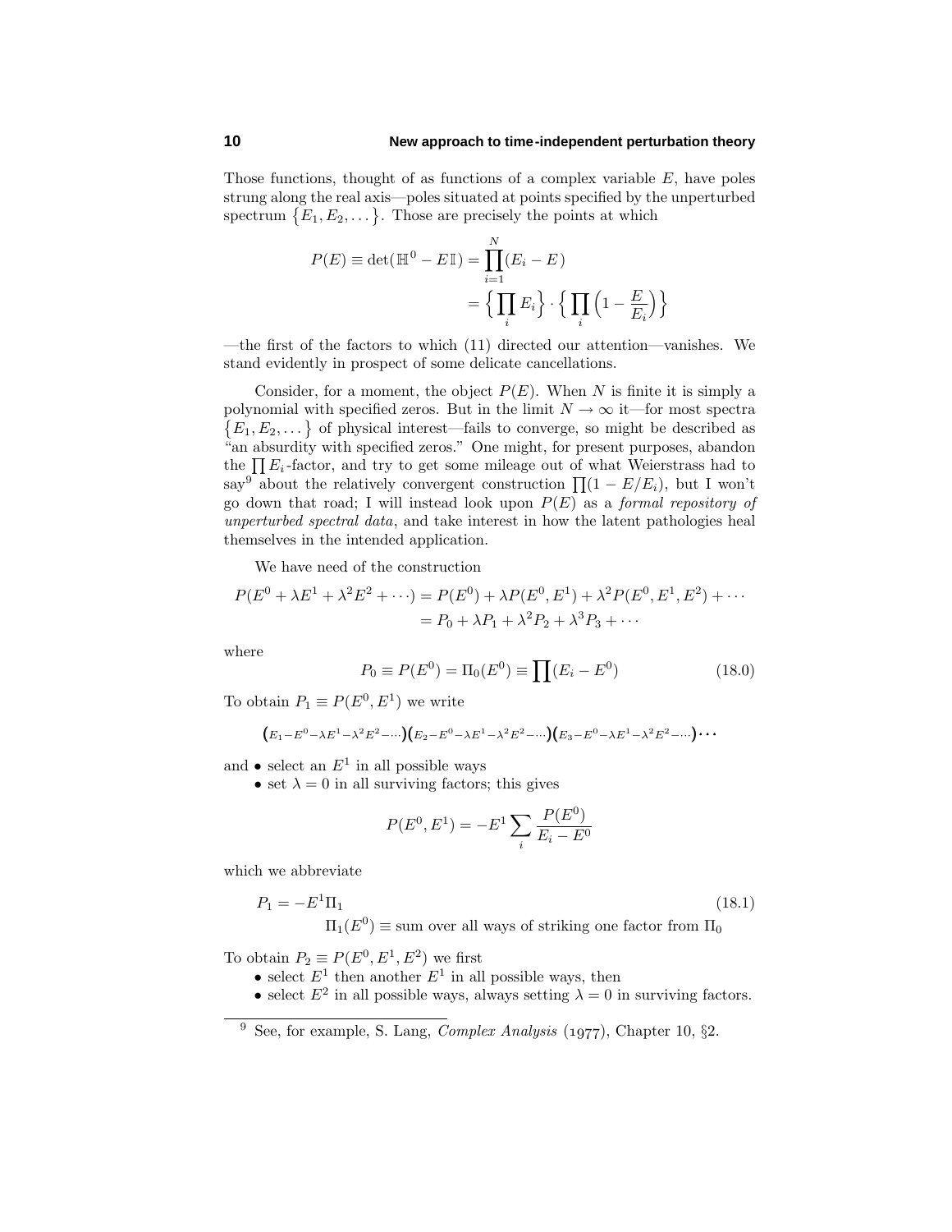Those functions, thought of as functions of a complex variable $E$, have poles strung along the real axis—poles situated at points specified by the unperturbed spectrum $\{E_1, E_2, \dots\}$. Those are precisely the points at which

$$
\begin{aligned}
P(E) \equiv \det(\mathbb{H}^0 - E\,\mathbb{I}) &= \prod_{i=1}^{N}(E_i - E) \\
&= \Big\{\prod_i E_i\Big\}\cdot\Big\{\prod_i\Big(1 - \frac{E}{E_i}\Big)\Big\}
\end{aligned}
$$

—the first of the factors to which (11) directed our attention—vanishes. We stand evidently in prospect of some delicate cancellations.

Consider, for a moment, the object $P(E)$. When $N$ is finite it is simply a polynomial with specified zeros. But in the limit $N \to \infty$ it—for most spectra $\{E_1, E_2, \dots\}$ of physical interest—fails to converge, so might be described as "an absurdity with specified zeros." One might, for present purposes, abandon the $\prod E_i$-factor, and try to get some mileage out of what Weierstrass had to say[9] about the relatively convergent construction $\prod(1 - E/E_i)$, but I won't go down that road; I will instead look upon $P(E)$ as a *formal repository of unperturbed spectral data*, and take interest in how the latent pathologies heal themselves in the intended application.

We have need of the construction

$$
\begin{aligned}
P(E^0 + \lambda E^1 + \lambda^2 E^2 + \cdots) &= P(E^0) + \lambda P(E^0, E^1) + \lambda^2 P(E^0, E^1, E^2) + \cdots \\
&= P_0 + \lambda P_1 + \lambda^2 P_2 + \lambda^3 P_3 + \cdots
\end{aligned}
$$

where

$$
P_0 \equiv P(E^0) = \Pi_0(E^0) \equiv \prod(E_i - E^0) \tag{18.0}
$$

To obtain $P_1 \equiv P(E^0, E^1)$ we write

$$
\big(E_1 - E^0 - \lambda E^1 - \lambda^2 E^2 - \cdots\big)\big(E_2 - E^0 - \lambda E^1 - \lambda^2 E^2 - \cdots\big)\big(E_3 - E^0 - \lambda E^1 - \lambda^2 E^2 - \cdots\big)\cdots
$$

and • select an $E^1$ in all possible ways

• set $\lambda = 0$ in all surviving factors; this gives

$$
P(E^0, E^1) = -E^1 \sum_i \frac{P(E^0)}{E_i - E^0}
$$

which we abbreviate

$$
\begin{aligned}
P_1 &= -E^1 \Pi_1 \qquad\qquad (18.1)\\
&\qquad \Pi_1(E^0) \equiv \text{sum over all ways of striking one factor from } \Pi_0
\end{aligned}
$$

To obtain $P_2 \equiv P(E^0, E^1, E^2)$ we first

- select $E^1$ then another $E^1$ in all possible ways, then
- select $E^2$ in all possible ways, always setting $\lambda = 0$ in surviving factors.

---

[9] See, for example, S. Lang, *Complex Analysis* (1977), Chapter 10, §2.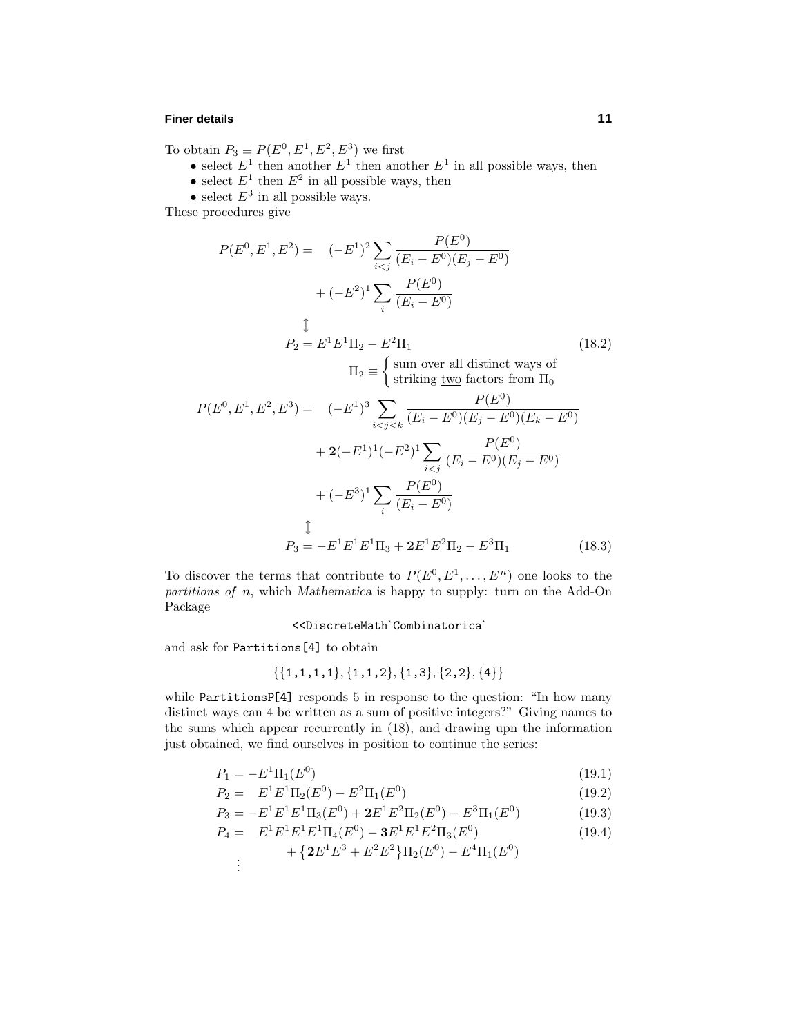To obtain $P_3 \equiv P(E^0, E^1, E^2, E^3)$ we first

- select $E^1$ then another $E^1$ then another $E^1$ in all possible ways, then
- select $E^1$ then $E^2$ in all possible ways, then
- select $E^3$ in all possible ways.

These procedures give

$$
\begin{aligned}
P(E^0, E^1, E^2) = &\quad (-E^1)^2 \sum_{i<j} \frac{P(E^0)}{(E_i - E^0)(E_j - E^0)} \\
&+ (-E^2)^1 \sum_i \frac{P(E^0)}{(E_i - E^0)} \\
&\updownarrow \\
P_2 = &\; E^1E^1\Pi_2 - E^2\Pi_1 \qquad (18.2) \\
&\Pi_2 \equiv \begin{cases} \text{sum over all distinct ways of} \\ \text{striking \underline{two} factors from } \Pi_0 \end{cases}
\end{aligned}
$$

$$
\begin{aligned}
P(E^0, E^1, E^2, E^3) = &\quad (-E^1)^3 \sum_{i<j<k} \frac{P(E^0)}{(E_i - E^0)(E_j - E^0)(E_k - E^0)} \\
&+ \mathbf{2}(-E^1)^1(-E^2)^1 \sum_{i<j} \frac{P(E^0)}{(E_i - E^0)(E_j - E^0)} \\
&+ (-E^3)^1 \sum_i \frac{P(E^0)}{(E_i - E^0)} \\
&\updownarrow \\
P_3 = &-E^1E^1E^1\Pi_3 + \mathbf{2}E^1E^2\Pi_2 - E^3\Pi_1 \qquad (18.3)
\end{aligned}
$$

To discover the terms that contribute to $P(E^0, E^1, \ldots, E^n)$ one looks to the *partitions of* $n$, which *Mathematica* is happy to supply: turn on the Add-On Package

```
<<DiscreteMath`Combinatorica`
```

and ask for `Partitions[4]` to obtain

```
{{1,1,1,1},{1,1,2},{1,3},{2,2},{4}}
```

while `PartitionsP[4]` responds 5 in response to the question: "In how many distinct ways can 4 be written as a sum of positive integers?" Giving names to the sums which appear recurrently in (18), and drawing upn the information just obtained, we find ourselves in position to continue the series:

$$
\begin{aligned}
P_1 &= -E^1\Pi_1(E^0) && (19.1) \\
P_2 &= \quad E^1E^1\Pi_2(E^0) - E^2\Pi_1(E^0) && (19.2) \\
P_3 &= -E^1E^1E^1\Pi_3(E^0) + \mathbf{2}E^1E^2\Pi_2(E^0) - E^3\Pi_1(E^0) && (19.3) \\
P_4 &= \quad E^1E^1E^1E^1\Pi_4(E^0) - \mathbf{3}E^1E^1E^2\Pi_3(E^0) && (19.4) \\
&\qquad + \big\{\mathbf{2}E^1E^3 + E^2E^2\big\}\Pi_2(E^0) - E^4\Pi_1(E^0) \\
&\;\vdots
\end{aligned}
$$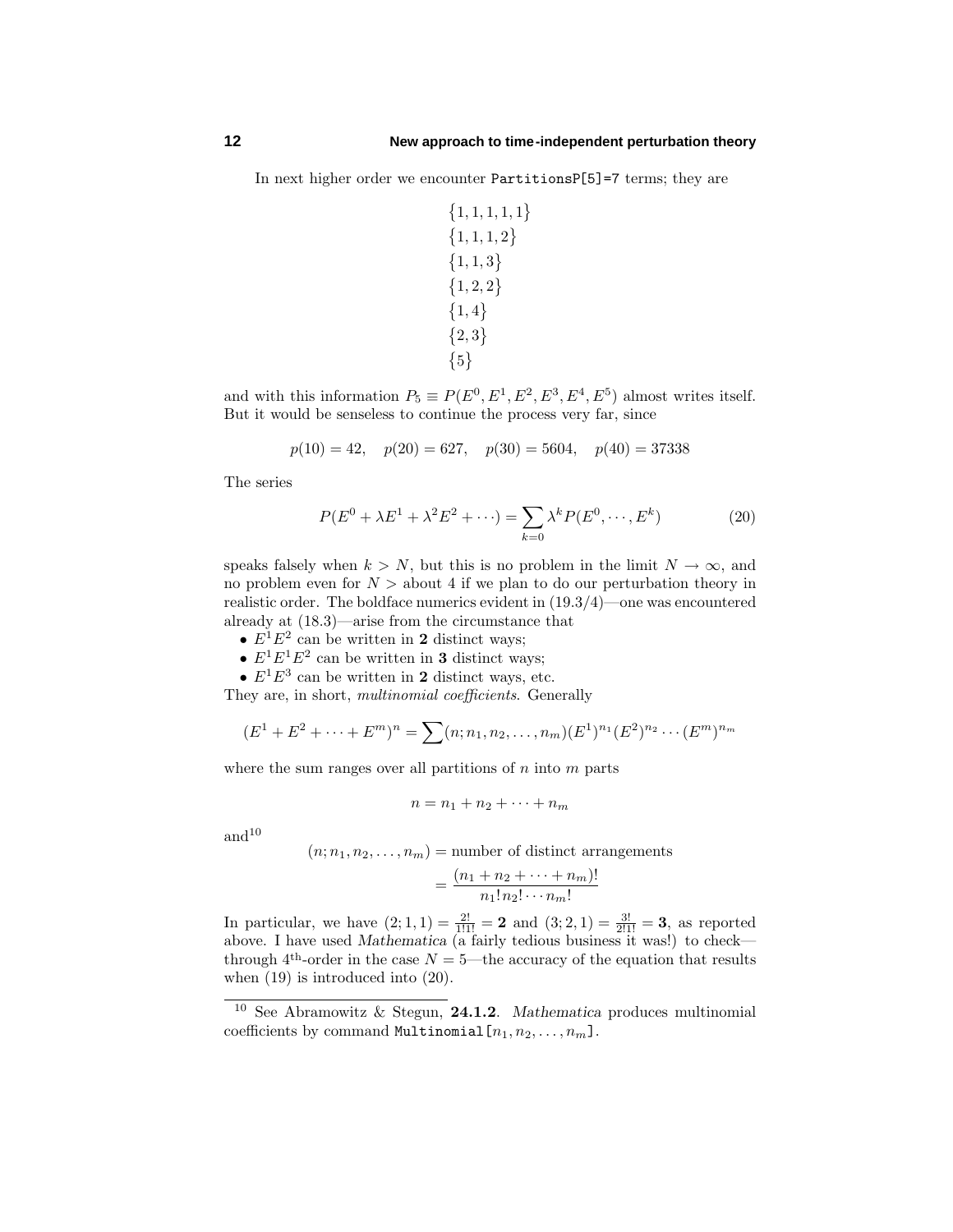In next higher order we encounter `PartitionsP[5]=7` terms; they are

$$
\begin{aligned}
&\{1,1,1,1,1\}\\
&\{1,1,1,2\}\\
&\{1,1,3\}\\
&\{1,2,2\}\\
&\{1,4\}\\
&\{2,3\}\\
&\{5\}
\end{aligned}
$$

and with this information $P_5 \equiv P(E^0, E^1, E^2, E^3, E^4, E^5)$ almost writes itself. But it would be senseless to continue the process very far, since

$$
p(10) = 42, \quad p(20) = 627, \quad p(30) = 5604, \quad p(40) = 37338
$$

The series

$$
P(E^0 + \lambda E^1 + \lambda^2 E^2 + \cdots) = \sum_{k=0} \lambda^k P(E^0, \cdots, E^k) \tag{20}
$$

speaks falsely when $k > N$, but this is no problem in the limit $N \to \infty$, and no problem even for $N >$ about 4 if we plan to do our perturbation theory in realistic order. The boldface numerics evident in (19.3/4)—one was encountered already at (18.3)—arise from the circumstance that

- $E^1E^2$ can be written in **2** distinct ways;
- $E^1E^1E^2$ can be written in **3** distinct ways;
- $E^1E^3$ can be written in **2** distinct ways, etc.

They are, in short, *multinomial coefficients*. Generally

$$
(E^1 + E^2 + \cdots + E^m)^n = \sum (n; n_1, n_2, \ldots, n_m)(E^1)^{n_1}(E^2)^{n_2} \cdots (E^m)^{n_m}
$$

where the sum ranges over all partitions of $n$ into $m$ parts

$$
n = n_1 + n_2 + \cdots + n_m
$$

and[10]

$$
\begin{aligned}
(n; n_1, n_2, \ldots, n_m) &= \text{number of distinct arrangements}\\
&= \frac{(n_1 + n_2 + \cdots + n_m)!}{n_1!\, n_2! \cdots n_m!}
\end{aligned}
$$

In particular, we have $(2; 1, 1) = \frac{2!}{1!1!} = \mathbf{2}$ and $(3; 2, 1) = \frac{3!}{2!1!} = \mathbf{3}$, as reported above. I have used *Mathematica* (a fairly tedious business it was!) to check—through 4th-order in the case $N = 5$—the accuracy of the equation that results when (19) is introduced into (20).

---

[10] See Abramowitz & Stegun, **24.1.2**. *Mathematica* produces multinomial coefficients by command `Multinomial[`$n_1, n_2, \ldots, n_m$`]`.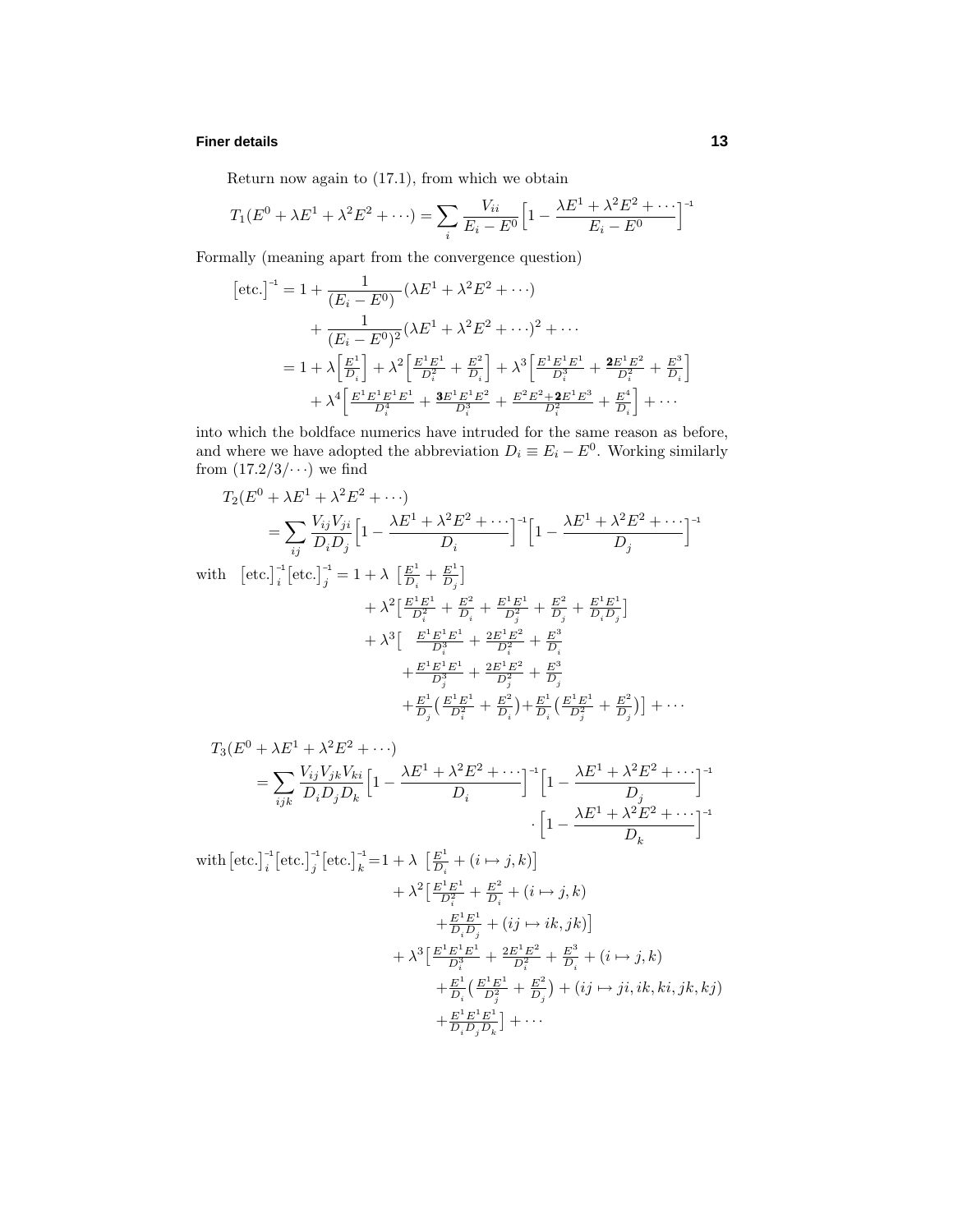Return now again to (17.1), from which we obtain

$$T_1(E^0 + \lambda E^1 + \lambda^2 E^2 + \cdots) = \sum_i \frac{V_{ii}}{E_i - E^0}\Big[1 - \frac{\lambda E^1 + \lambda^2 E^2 + \cdots}{E_i - E^0}\Big]^{-1}$$

Formally (meaning apart from the convergence question)

$$\begin{aligned}
\big[\text{etc.}\big]^{-1} &= 1 + \frac{1}{(E_i - E^0)}(\lambda E^1 + \lambda^2 E^2 + \cdots) \\
&\quad + \frac{1}{(E_i - E^0)^2}(\lambda E^1 + \lambda^2 E^2 + \cdots)^2 + \cdots \\
&= 1 + \lambda\Big[\tfrac{E^1}{D_i}\Big] + \lambda^2\Big[\tfrac{E^1E^1}{D_i^2} + \tfrac{E^2}{D_i}\Big] + \lambda^3\Big[\tfrac{E^1E^1E^1}{D_i^3} + \tfrac{\mathbf{2}E^1E^2}{D_i^2} + \tfrac{E^3}{D_i}\Big] \\
&\quad + \lambda^4\Big[\tfrac{E^1E^1E^1E^1}{D_i^4} + \tfrac{\mathbf{3}E^1E^1E^2}{D_i^3} + \tfrac{E^2E^2 + \mathbf{2}E^1E^3}{D_i^2} + \tfrac{E^4}{D_i}\Big] + \cdots
\end{aligned}$$

into which the boldface numerics have intruded for the same reason as before, and where we have adopted the abbreviation $D_i \equiv E_i - E^0$. Working similarly from $(17.2/3/\cdots)$ we find

$$\begin{aligned}
&T_2(E^0 + \lambda E^1 + \lambda^2 E^2 + \cdots) \\
&\qquad = \sum_{ij} \frac{V_{ij}V_{ji}}{D_iD_j}\Big[1 - \frac{\lambda E^1 + \lambda^2 E^2 + \cdots}{D_i}\Big]^{-1}\Big[1 - \frac{\lambda E^1 + \lambda^2 E^2 + \cdots}{D_j}\Big]^{-1}
\end{aligned}$$

$$\begin{aligned}
\text{with}\quad \big[\text{etc.}\big]_i^{-1}\big[\text{etc.}\big]_j^{-1} &= 1 + \lambda\ \big[\tfrac{E^1}{D_i} + \tfrac{E^1}{D_j}\big] \\
&\quad + \lambda^2\big[\tfrac{E^1E^1}{D_i^2} + \tfrac{E^2}{D_i} + \tfrac{E^1E^1}{D_j^2} + \tfrac{E^2}{D_j} + \tfrac{E^1E^1}{D_iD_j}\big] \\
&\quad + \lambda^3\big[\ \ \tfrac{E^1E^1E^1}{D_i^3} + \tfrac{2E^1E^2}{D_i^2} + \tfrac{E^3}{D_i} \\
&\qquad\quad + \tfrac{E^1E^1E^1}{D_j^3} + \tfrac{2E^1E^2}{D_j^2} + \tfrac{E^3}{D_j} \\
&\qquad\quad + \tfrac{E^1}{D_j}\big(\tfrac{E^1E^1}{D_i^2} + \tfrac{E^2}{D_i}\big) + \tfrac{E^1}{D_i}\big(\tfrac{E^1E^1}{D_j^2} + \tfrac{E^2}{D_j}\big)\big] + \cdots
\end{aligned}$$

$$\begin{aligned}
&T_3(E^0 + \lambda E^1 + \lambda^2 E^2 + \cdots) \\
&\qquad = \sum_{ijk} \frac{V_{ij}V_{jk}V_{ki}}{D_iD_jD_k}\Big[1 - \frac{\lambda E^1 + \lambda^2 E^2 + \cdots}{D_i}\Big]^{-1}\Big[1 - \frac{\lambda E^1 + \lambda^2 E^2 + \cdots}{D_j}\Big]^{-1} \\
&\qquad\qquad\qquad\qquad\qquad\qquad\qquad\qquad \cdot\Big[1 - \frac{\lambda E^1 + \lambda^2 E^2 + \cdots}{D_k}\Big]^{-1}
\end{aligned}$$

$$\begin{aligned}
\text{with}\,\big[\text{etc.}\big]_i^{-1}\big[\text{etc.}\big]_j^{-1}\big[\text{etc.}\big]_k^{-1} &= 1 + \lambda\ \big[\tfrac{E^1}{D_i} + (i \mapsto j,k)\big] \\
&\quad + \lambda^2\big[\tfrac{E^1E^1}{D_i^2} + \tfrac{E^2}{D_i} + (i \mapsto j,k) \\
&\qquad\quad + \tfrac{E^1E^1}{D_iD_j} + (ij \mapsto ik, jk)\big] \\
&\quad + \lambda^3\big[\tfrac{E^1E^1E^1}{D_i^3} + \tfrac{2E^1E^2}{D_i^2} + \tfrac{E^3}{D_i} + (i \mapsto j,k) \\
&\qquad\quad + \tfrac{E^1}{D_i}\big(\tfrac{E^1E^1}{D_j^2} + \tfrac{E^2}{D_j}\big) + (ij \mapsto ji, ik, ki, jk, kj) \\
&\qquad\quad + \tfrac{E^1E^1E^1}{D_iD_jD_k}\big] + \cdots
\end{aligned}$$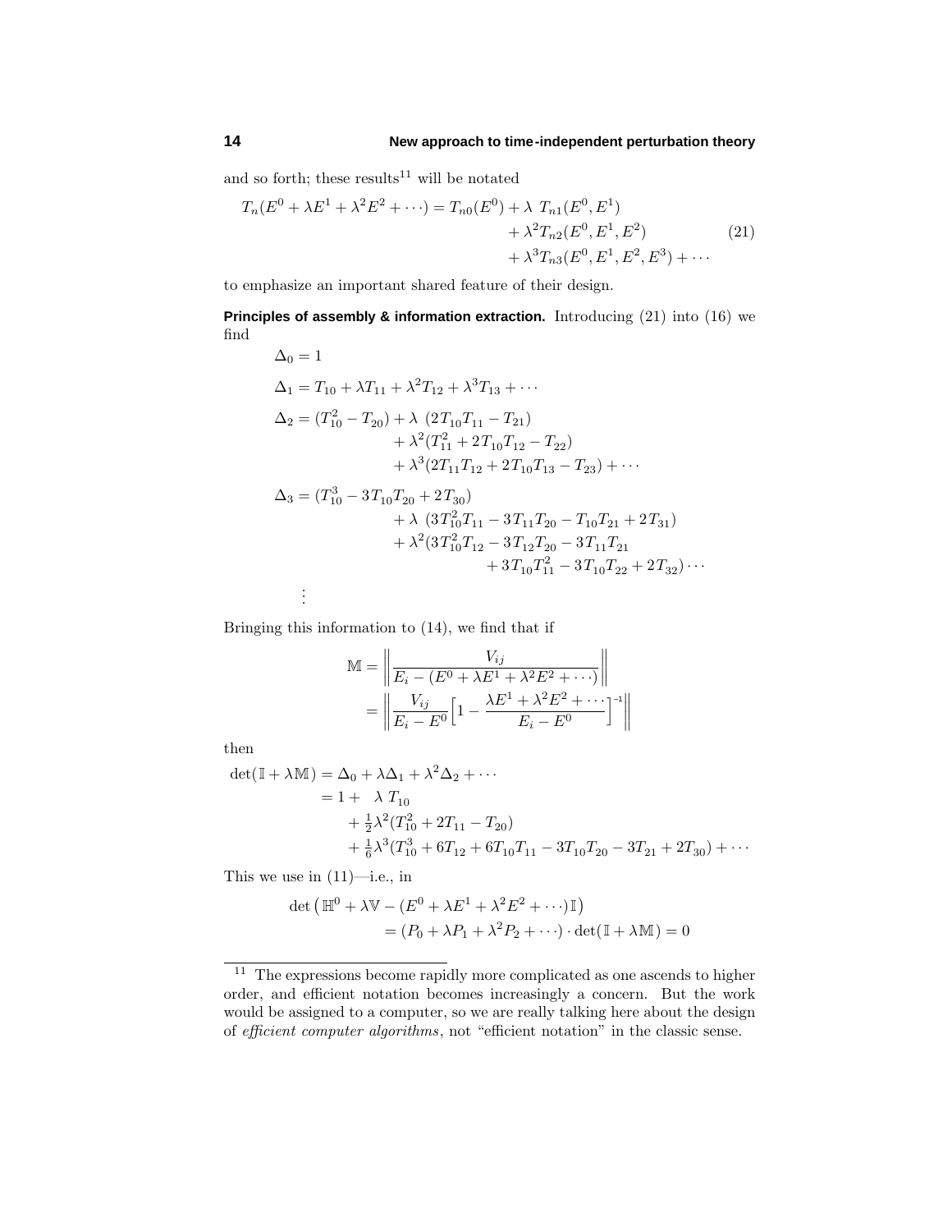and so forth; these results[11] will be notated

$$
\begin{aligned}
T_n(E^0 + \lambda E^1 + \lambda^2 E^2 + \cdots) = T_{n0}(E^0) &+ \lambda\ T_{n1}(E^0, E^1) \\
&+ \lambda^2 T_{n2}(E^0, E^1, E^2) \\
&+ \lambda^3 T_{n3}(E^0, E^1, E^2, E^3) + \cdots
\end{aligned}
\tag{21}
$$

to emphasize an important shared feature of their design.

**Principles of assembly & information extraction.** Introducing (21) into (16) we find

$$
\begin{aligned}
\Delta_0 &= 1 \\
\Delta_1 &= T_{10} + \lambda T_{11} + \lambda^2 T_{12} + \lambda^3 T_{13} + \cdots \\
\Delta_2 &= (T_{10}^2 - T_{20}) + \lambda\ (2T_{10}T_{11} - T_{21}) \\
&\qquad + \lambda^2 (T_{11}^2 + 2T_{10}T_{12} - T_{22}) \\
&\qquad + \lambda^3 (2T_{11}T_{12} + 2T_{10}T_{13} - T_{23}) + \cdots \\
\Delta_3 &= (T_{10}^3 - 3T_{10}T_{20} + 2T_{30}) \\
&\qquad + \lambda\ (3T_{10}^2 T_{11} - 3T_{11}T_{20} - T_{10}T_{21} + 2T_{31}) \\
&\qquad + \lambda^2 (3T_{10}^2 T_{12} - 3T_{12}T_{20} - 3T_{11}T_{21} \\
&\qquad\qquad + 3T_{10}T_{11}^2 - 3T_{10}T_{22} + 2T_{32}) \cdots \\
&\ \ \vdots
\end{aligned}
$$

Bringing this information to (14), we find that if

$$
\begin{aligned}
\mathbb{M} &= \left\| \frac{V_{ij}}{E_i - (E^0 + \lambda E^1 + \lambda^2 E^2 + \cdots)} \right\| \\
&= \left\| \frac{V_{ij}}{E_i - E^0} \Big[ 1 - \frac{\lambda E^1 + \lambda^2 E^2 + \cdots}{E_i - E^0} \Big]^{-1} \right\|
\end{aligned}
$$

then

$$
\begin{aligned}
\det(\mathbb{I} + \lambda \mathbb{M}) &= \Delta_0 + \lambda \Delta_1 + \lambda^2 \Delta_2 + \cdots \\
&= 1 + \ \ \lambda\ T_{10} \\
&\qquad + \tfrac{1}{2}\lambda^2 (T_{10}^2 + 2T_{11} - T_{20}) \\
&\qquad + \tfrac{1}{6}\lambda^3 (T_{10}^3 + 6T_{12} + 6T_{10}T_{11} - 3T_{10}T_{20} - 3T_{21} + 2T_{30}) + \cdots
\end{aligned}
$$

This we use in (11)—i.e., in

$$
\begin{aligned}
&\det\big(\mathbb{H}^0 + \lambda \mathbb{V} - (E^0 + \lambda E^1 + \lambda^2 E^2 + \cdots)\mathbb{I}\big) \\
&\qquad = (P_0 + \lambda P_1 + \lambda^2 P_2 + \cdots) \cdot \det(\mathbb{I} + \lambda \mathbb{M}) = 0
\end{aligned}
$$

[11] The expressions become rapidly more complicated as one ascends to higher order, and efficient notation becomes increasingly a concern. But the work would be assigned to a computer, so we are really talking here about the design of *efficient computer algorithms*, not "efficient notation" in the classic sense.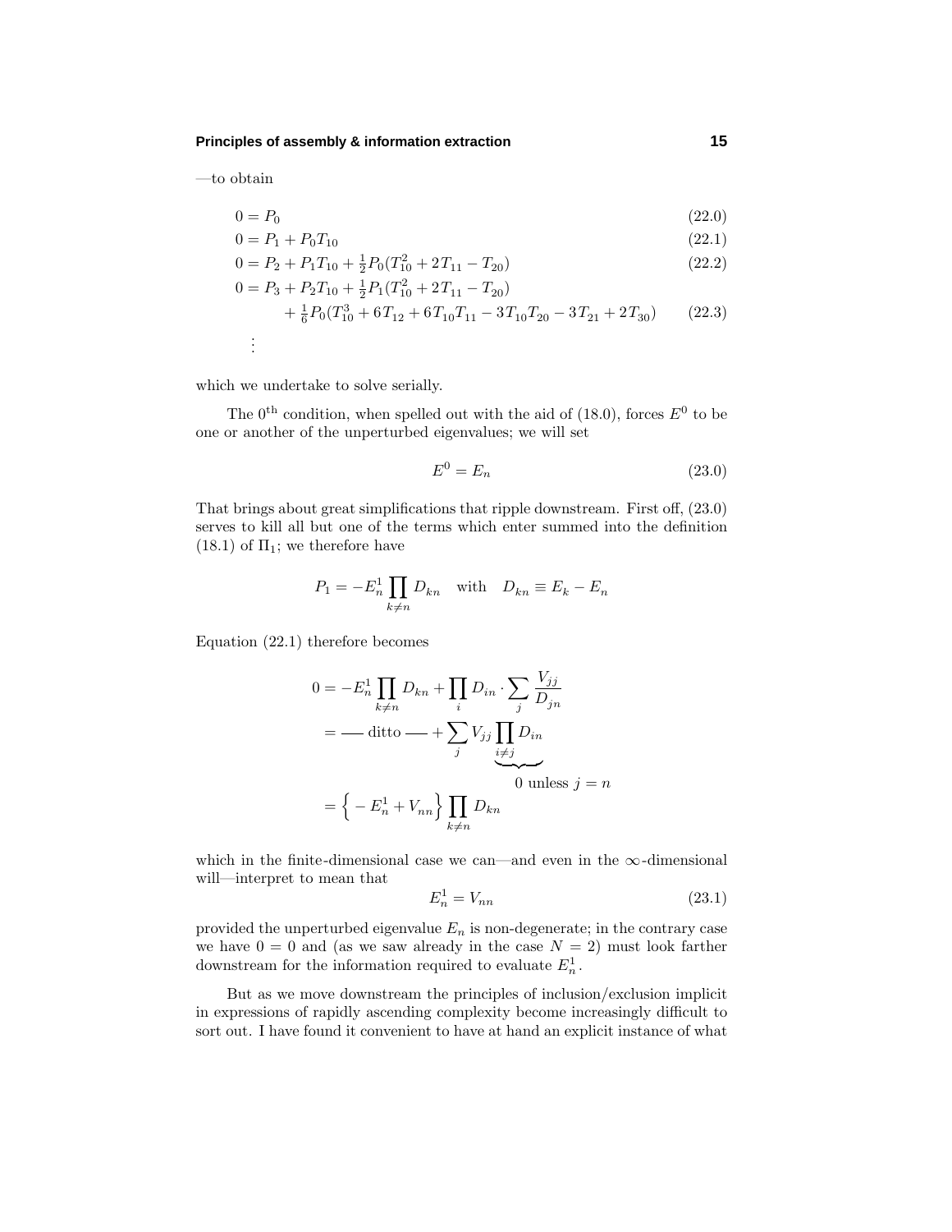—to obtain

$$
\begin{aligned}
0 &= P_0 \qquad (22.0)\\
0 &= P_1 + P_0 T_{10} \qquad (22.1)\\
0 &= P_2 + P_1 T_{10} + \tfrac{1}{2}P_0(T_{10}^2 + 2T_{11} - T_{20}) \qquad (22.2)\\
0 &= P_3 + P_2 T_{10} + \tfrac{1}{2}P_1(T_{10}^2 + 2T_{11} - T_{20})\\
&\qquad + \tfrac{1}{6}P_0(T_{10}^3 + 6T_{12} + 6T_{10}T_{11} - 3T_{10}T_{20} - 3T_{21} + 2T_{30}) \qquad (22.3)\\
&\ \vdots
\end{aligned}
$$

which we undertake to solve serially.

The $0^{\text{th}}$ condition, when spelled out with the aid of (18.0), forces $E^0$ to be one or another of the unperturbed eigenvalues; we will set

$$
E^0 = E_n \tag{23.0}
$$

That brings about great simplifications that ripple downstream. First off, (23.0) serves to kill all but one of the terms which enter summed into the definition (18.1) of $\Pi_1$; we therefore have

$$
P_1 = -E_n^1 \prod_{k\neq n} D_{kn} \quad \text{with} \quad D_{kn} \equiv E_k - E_n
$$

Equation (22.1) therefore becomes

$$
\begin{aligned}
0 &= -E_n^1 \prod_{k\neq n} D_{kn} + \prod_i D_{in}\cdot \sum_j \frac{V_{jj}}{D_{jn}}\\
&= \text{—— ditto ——} + \sum_j V_{jj} \underbrace{\prod_{i\neq j} D_{in}}_{0 \text{ unless } j\,=\,n}\\
&= \Big\{ -E_n^1 + V_{nn}\Big\} \prod_{k\neq n} D_{kn}
\end{aligned}
$$

which in the finite-dimensional case we can—and even in the $\infty$-dimensional will—interpret to mean that

$$
E_n^1 = V_{nn} \tag{23.1}
$$

provided the unperturbed eigenvalue $E_n$ is non-degenerate; in the contrary case we have $0 = 0$ and (as we saw already in the case $N = 2$) must look farther downstream for the information required to evaluate $E_n^1$.

But as we move downstream the principles of inclusion/exclusion implicit in expressions of rapidly ascending complexity become increasingly difficult to sort out. I have found it convenient to have at hand an explicit instance of what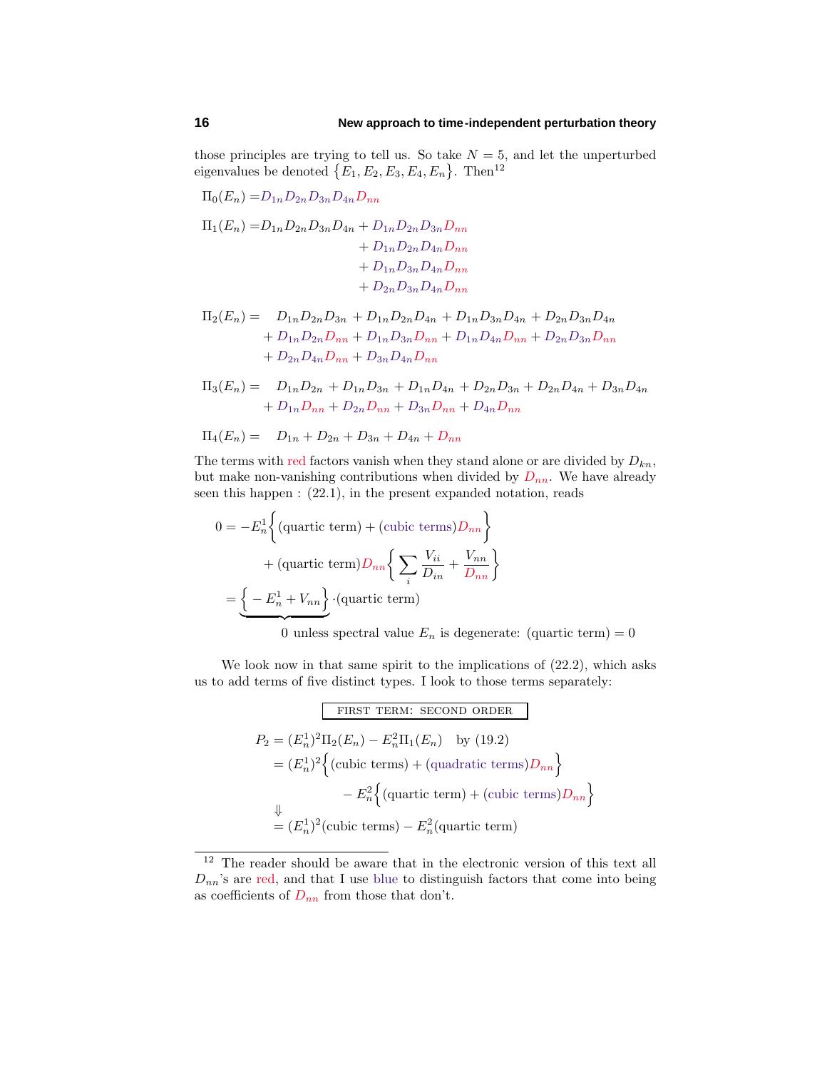those principles are trying to tell us. So take $N = 5$, and let the unperturbed eigenvalues be denoted $\{E_1, E_2, E_3, E_4, E_n\}$. Then[12]

$$\Pi_0(E_n) = D_{1n}D_{2n}D_{3n}D_{4n}D_{nn}$$

$$\begin{aligned}
\Pi_1(E_n) = D_{1n}D_{2n}D_{3n}D_{4n} &+ D_{1n}D_{2n}D_{3n}D_{nn}\\
&+ D_{1n}D_{2n}D_{4n}D_{nn}\\
&+ D_{1n}D_{3n}D_{4n}D_{nn}\\
&+ D_{2n}D_{3n}D_{4n}D_{nn}
\end{aligned}$$

$$\begin{aligned}
\Pi_2(E_n) = \;\; & D_{1n}D_{2n}D_{3n} + D_{1n}D_{2n}D_{4n} + D_{1n}D_{3n}D_{4n} + D_{2n}D_{3n}D_{4n}\\
&+ D_{1n}D_{2n}D_{nn} + D_{1n}D_{3n}D_{nn} + D_{1n}D_{4n}D_{nn} + D_{2n}D_{3n}D_{nn}\\
&+ D_{2n}D_{4n}D_{nn} + D_{3n}D_{4n}D_{nn}
\end{aligned}$$

$$\begin{aligned}
\Pi_3(E_n) = \;\; & D_{1n}D_{2n} + D_{1n}D_{3n} + D_{1n}D_{4n} + D_{2n}D_{3n} + D_{2n}D_{4n} + D_{3n}D_{4n}\\
&+ D_{1n}D_{nn} + D_{2n}D_{nn} + D_{3n}D_{nn} + D_{4n}D_{nn}
\end{aligned}$$

$$\Pi_4(E_n) = \;\; D_{1n} + D_{2n} + D_{3n} + D_{4n} + D_{nn}$$

The terms with red factors vanish when they stand alone or are divided by $D_{kn}$, but make non-vanishing contributions when divided by $D_{nn}$. We have already seen this happen : (22.1), in the present expanded notation, reads

$$\begin{aligned}
0 &= -E_n^1\Big\{(\text{quartic term}) + (\text{cubic terms})D_{nn}\Big\}\\
&\qquad + (\text{quartic term})D_{nn}\Big\{\sum_i \frac{V_{ii}}{D_{in}} + \frac{V_{nn}}{D_{nn}}\Big\}\\
&= \underbrace{\Big\{-E_n^1 + V_{nn}\Big\}}\cdot(\text{quartic term})
\end{aligned}$$

0 unless spectral value $E_n$ is degenerate: (quartic term) $= 0$

We look now in that same spirit to the implications of (22.2), which asks us to add terms of five distinct types. I look to those terms separately:

**FIRST TERM: SECOND ORDER**

$$\begin{aligned}
P_2 &= (E_n^1)^2\Pi_2(E_n) - E_n^2\Pi_1(E_n) \quad \text{by (19.2)}\\
&= (E_n^1)^2\Big\{(\text{cubic terms}) + (\text{quadratic terms})D_{nn}\Big\}\\
&\qquad\qquad - E_n^2\Big\{(\text{quartic term}) + (\text{cubic terms})D_{nn}\Big\}\\
&\Downarrow\\
&= (E_n^1)^2(\text{cubic terms}) - E_n^2(\text{quartic term})
\end{aligned}$$

[12] The reader should be aware that in the electronic version of this text all $D_{nn}$'s are red, and that I use blue to distinguish factors that come into being as coefficients of $D_{nn}$ from those that don't.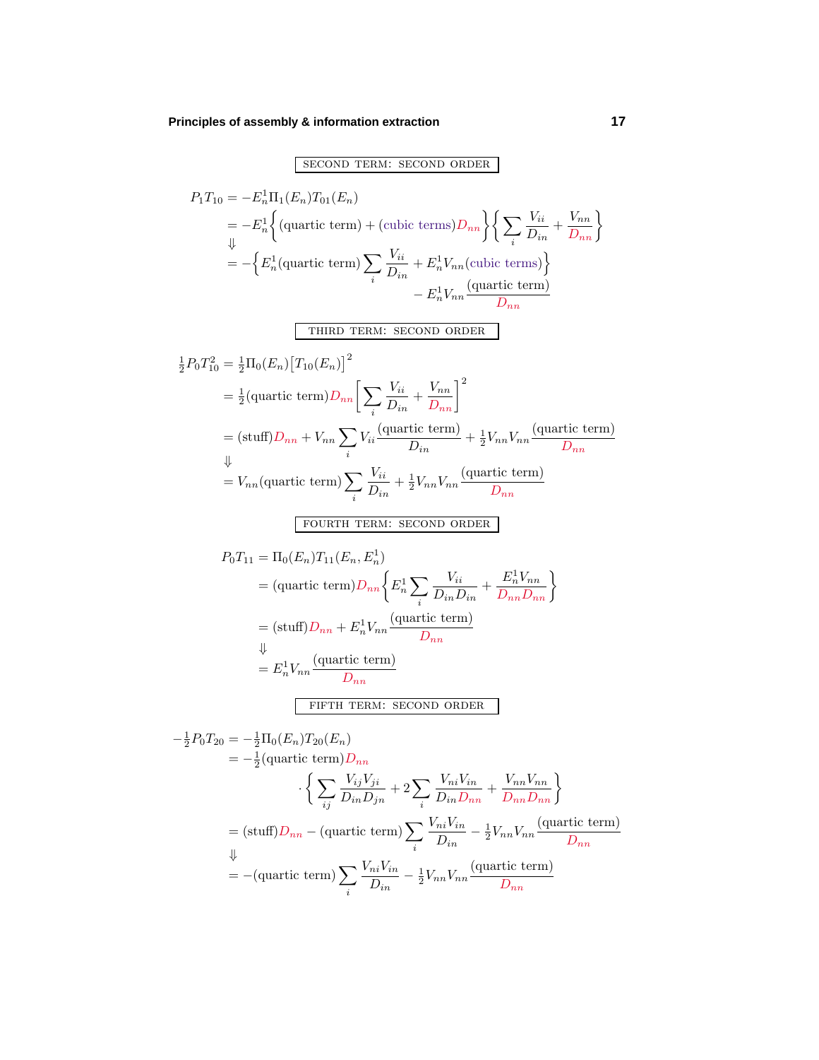SECOND TERM: SECOND ORDER

$$
\begin{aligned}
P_1 T_{10} &= -E_n^1 \Pi_1(E_n) T_{01}(E_n) \\
&= -E_n^1 \Big\{ (\text{quartic term}) + (\text{cubic terms}) D_{nn} \Big\} \Big\{ \sum_i \frac{V_{ii}}{D_{in}} + \frac{V_{nn}}{D_{nn}} \Big\} \\
&\Downarrow \\
&= -\Big\{ E_n^1 (\text{quartic term}) \sum_i \frac{V_{ii}}{D_{in}} + E_n^1 V_{nn} (\text{cubic terms}) \Big\} \\
&\qquad - E_n^1 V_{nn} \frac{(\text{quartic term})}{D_{nn}}
\end{aligned}
$$

THIRD TERM: SECOND ORDER

$$
\begin{aligned}
\tfrac{1}{2} P_0 T_{10}^2 &= \tfrac{1}{2} \Pi_0(E_n) \big[ T_{10}(E_n) \big]^2 \\
&= \tfrac{1}{2} (\text{quartic term}) D_{nn} \Big[ \sum_i \frac{V_{ii}}{D_{in}} + \frac{V_{nn}}{D_{nn}} \Big]^2 \\
&= (\text{stuff}) D_{nn} + V_{nn} \sum_i V_{ii} \frac{(\text{quartic term})}{D_{in}} + \tfrac{1}{2} V_{nn} V_{nn} \frac{(\text{quartic term})}{D_{nn}} \\
&\Downarrow \\
&= V_{nn} (\text{quartic term}) \sum_i \frac{V_{ii}}{D_{in}} + \tfrac{1}{2} V_{nn} V_{nn} \frac{(\text{quartic term})}{D_{nn}}
\end{aligned}
$$

FOURTH TERM: SECOND ORDER

$$
\begin{aligned}
P_0 T_{11} &= \Pi_0(E_n) T_{11}(E_n, E_n^1) \\
&= (\text{quartic term}) D_{nn} \Big\{ E_n^1 \sum_i \frac{V_{ii}}{D_{in} D_{in}} + \frac{E_n^1 V_{nn}}{D_{nn} D_{nn}} \Big\} \\
&= (\text{stuff}) D_{nn} + E_n^1 V_{nn} \frac{(\text{quartic term})}{D_{nn}} \\
&\Downarrow \\
&= E_n^1 V_{nn} \frac{(\text{quartic term})}{D_{nn}}
\end{aligned}
$$

FIFTH TERM: SECOND ORDER

$$
\begin{aligned}
-\tfrac{1}{2} P_0 T_{20} &= -\tfrac{1}{2} \Pi_0(E_n) T_{20}(E_n) \\
&= -\tfrac{1}{2} (\text{quartic term}) D_{nn} \\
&\qquad \cdot \Big\{ \sum_{ij} \frac{V_{ij} V_{ji}}{D_{in} D_{jn}} + 2 \sum_i \frac{V_{ni} V_{in}}{D_{in} D_{nn}} + \frac{V_{nn} V_{nn}}{D_{nn} D_{nn}} \Big\} \\
&= (\text{stuff}) D_{nn} - (\text{quartic term}) \sum_i \frac{V_{ni} V_{in}}{D_{in}} - \tfrac{1}{2} V_{nn} V_{nn} \frac{(\text{quartic term})}{D_{nn}} \\
&\Downarrow \\
&= -(\text{quartic term}) \sum_i \frac{V_{ni} V_{in}}{D_{in}} - \tfrac{1}{2} V_{nn} V_{nn} \frac{(\text{quartic term})}{D_{nn}}
\end{aligned}
$$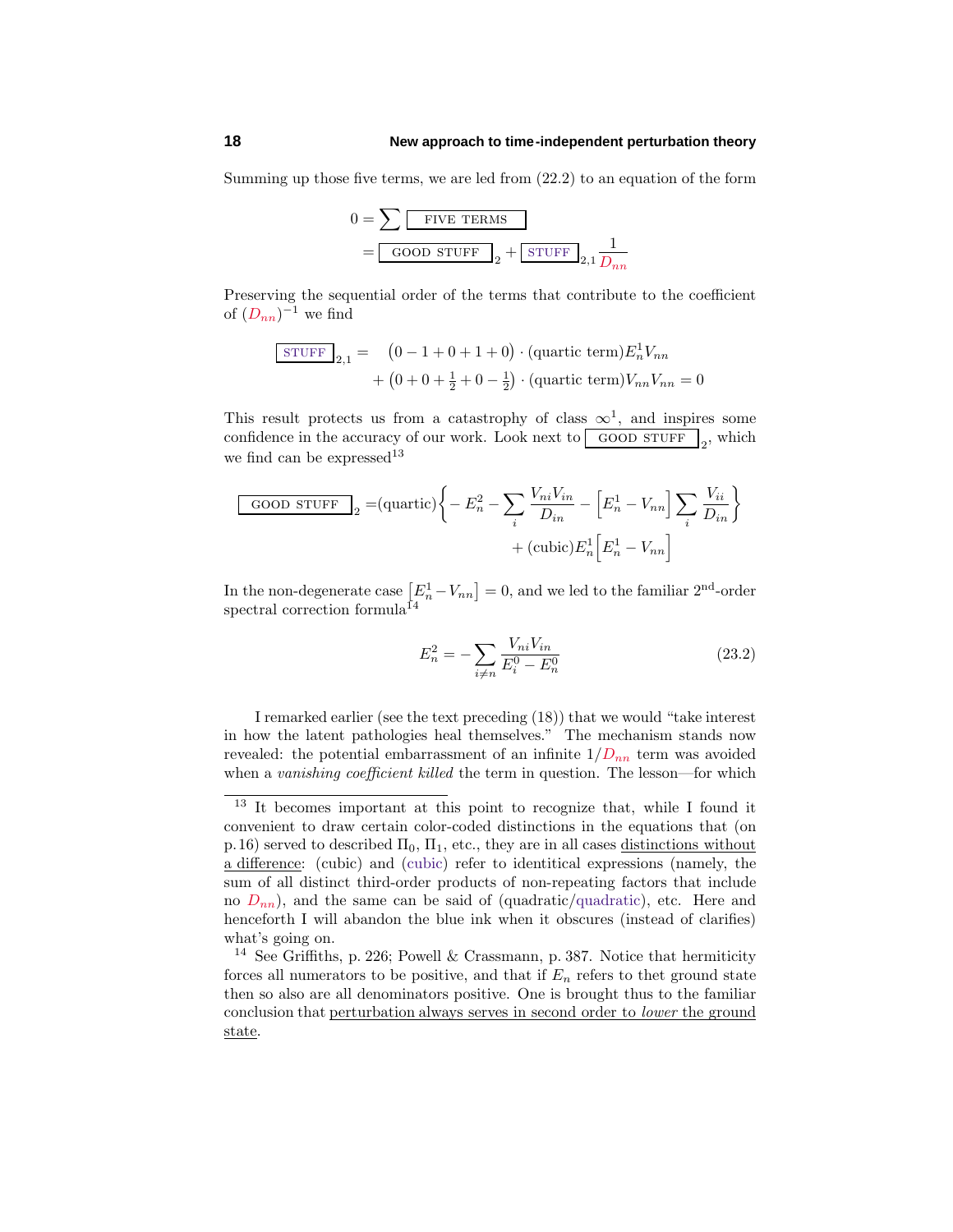Summing up those five terms, we are led from (22.2) to an equation of the form

$$
\begin{aligned}
0 &= \sum \boxed{\text{FIVE TERMS}} \\
&= \boxed{\text{GOOD STUFF}}_{\,2} + \boxed{\text{STUFF}}_{\,2,1}\frac{1}{D_{nn}}
\end{aligned}
$$

Preserving the sequential order of the terms that contribute to the coefficient of $(D_{nn})^{-1}$ we find

$$
\begin{aligned}
\boxed{\text{STUFF}}_{\,2,1} = \;&\big(0-1+0+1+0\big)\cdot(\text{quartic term})E_n^1 V_{nn} \\
&+\big(0+0+\tfrac{1}{2}+0-\tfrac{1}{2}\big)\cdot(\text{quartic term})V_{nn}V_{nn} = 0
\end{aligned}
$$

This result protects us from a catastrophy of class $\infty^1$, and inspires some confidence in the accuracy of our work. Look next to $\boxed{\text{GOOD STUFF}}_{\,2}$, which we find can be expressed[13]

$$
\begin{aligned}
\boxed{\text{GOOD STUFF}}_{\,2} = &(\text{quartic})\Big\{-E_n^2 - \sum_i \frac{V_{ni}V_{in}}{D_{in}} - \Big[E_n^1 - V_{nn}\Big]\sum_i \frac{V_{ii}}{D_{in}}\Big\} \\
&+(\text{cubic})E_n^1\Big[E_n^1 - V_{nn}\Big]
\end{aligned}
$$

In the non-degenerate case $\big[E_n^1 - V_{nn}\big] = 0$, and we led to the familiar $2^{\text{nd}}$-order spectral correction formula[14]

$$
E_n^2 = -\sum_{i\neq n}\frac{V_{ni}V_{in}}{E_i^0 - E_n^0} \tag{23.2}
$$

I remarked earlier (see the text preceding (18)) that we would "take interest in how the latent pathologies heal themselves." The mechanism stands now revealed: the potential embarrassment of an infinite $1/D_{nn}$ term was avoided when a *vanishing coefficient killed* the term in question. The lesson—for which

---

[13] It becomes important at this point to recognize that, while I found it convenient to draw certain color-coded distinctions in the equations that (on p. 16) served to described $\Pi_0$, $\Pi_1$, etc., they are in all cases distinctions without a difference: (cubic) and (cubic) refer to identitical expressions (namely, the sum of all distinct third-order products of non-repeating factors that include no $D_{nn}$), and the same can be said of (quadratic/quadratic), etc. Here and henceforth I will abandon the blue ink when it obscures (instead of clarifies) what's going on.

[14] See Griffiths, p. 226; Powell & Crassmann, p. 387. Notice that hermiticity forces all numerators to be positive, and that if $E_n$ refers to thet ground state then so also are all denominators positive. One is brought thus to the familiar conclusion that perturbation always serves in second order to *lower* the ground state.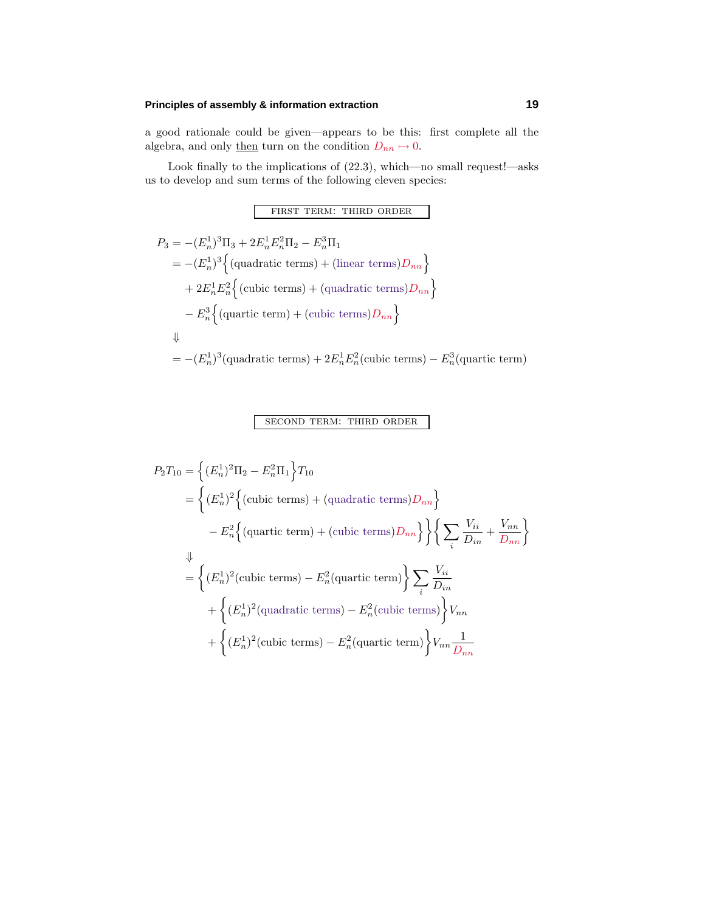a good rationale could be given—appears to be this: first complete all the algebra, and only <u>then</u> turn on the condition $D_{nn} \mapsto 0$.

Look finally to the implications of (22.3), which—no small request!—asks us to develop and sum terms of the following eleven species:

**FIRST TERM: THIRD ORDER**

$$
\begin{aligned}
P_3 &= -(E_n^1)^3\Pi_3 + 2E_n^1E_n^2\Pi_2 - E_n^3\Pi_1 \\
&= -(E_n^1)^3\Big\{(\text{quadratic terms}) + (\text{linear terms})D_{nn}\Big\} \\
&\quad + 2E_n^1E_n^2\Big\{(\text{cubic terms}) + (\text{quadratic terms})D_{nn}\Big\} \\
&\quad - E_n^3\Big\{(\text{quartic term}) + (\text{cubic terms})D_{nn}\Big\} \\
&\Downarrow \\
&= -(E_n^1)^3(\text{quadratic terms}) + 2E_n^1E_n^2(\text{cubic terms}) - E_n^3(\text{quartic term})
\end{aligned}
$$

**SECOND TERM: THIRD ORDER**

$$
\begin{aligned}
P_2T_{10} &= \Big\{(E_n^1)^2\Pi_2 - E_n^2\Pi_1\Big\}T_{10} \\
&= \bigg\{(E_n^1)^2\Big\{(\text{cubic terms}) + (\text{quadratic terms})D_{nn}\Big\} \\
&\qquad - E_n^2\Big\{(\text{quartic term}) + (\text{cubic terms})D_{nn}\Big\}\bigg\}\bigg\{\sum_i \frac{V_{ii}}{D_{in}} + \frac{V_{nn}}{D_{nn}}\bigg\} \\
&\Downarrow \\
&= \Big\{(E_n^1)^2(\text{cubic terms}) - E_n^2(\text{quartic term})\Big\}\sum_i \frac{V_{ii}}{D_{in}} \\
&\quad + \Big\{(E_n^1)^2(\text{quadratic terms}) - E_n^2(\text{cubic terms})\Big\}V_{nn} \\
&\quad + \Big\{(E_n^1)^2(\text{cubic terms}) - E_n^2(\text{quartic term})\Big\}V_{nn}\frac{1}{D_{nn}}
\end{aligned}
$$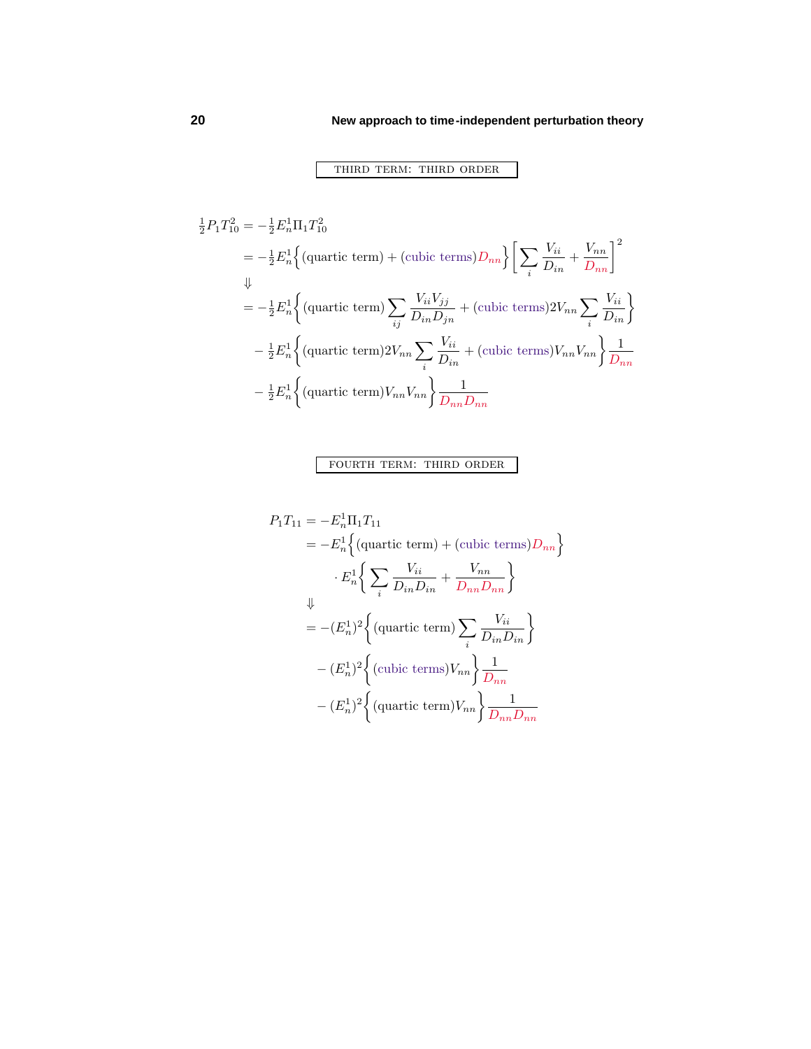THIRD TERM: THIRD ORDER

$$
\begin{aligned}
\tfrac{1}{2}P_1 T_{10}^2 &= -\tfrac{1}{2}E_n^1 \Pi_1 T_{10}^2 \\
&= -\tfrac{1}{2}E_n^1 \Big\{ (\text{quartic term}) + (\text{cubic terms}) D_{nn} \Big\} \Bigg[ \sum_i \frac{V_{ii}}{D_{in}} + \frac{V_{nn}}{D_{nn}} \Bigg]^2 \\
&\Downarrow \\
&= -\tfrac{1}{2}E_n^1 \Bigg\{ (\text{quartic term}) \sum_{ij} \frac{V_{ii}V_{jj}}{D_{in}D_{jn}} + (\text{cubic terms}) 2V_{nn} \sum_i \frac{V_{ii}}{D_{in}} \Bigg\} \\
&\quad - \tfrac{1}{2}E_n^1 \Bigg\{ (\text{quartic term}) 2V_{nn} \sum_i \frac{V_{ii}}{D_{in}} + (\text{cubic terms}) V_{nn}V_{nn} \Bigg\} \frac{1}{D_{nn}} \\
&\quad - \tfrac{1}{2}E_n^1 \Big\{ (\text{quartic term}) V_{nn}V_{nn} \Big\} \frac{1}{D_{nn}D_{nn}}
\end{aligned}
$$

FOURTH TERM: THIRD ORDER

$$
\begin{aligned}
P_1 T_{11} &= -E_n^1 \Pi_1 T_{11} \\
&= -E_n^1 \Big\{ (\text{quartic term}) + (\text{cubic terms}) D_{nn} \Big\} \\
&\qquad \cdot E_n^1 \Bigg\{ \sum_i \frac{V_{ii}}{D_{in}D_{in}} + \frac{V_{nn}}{D_{nn}D_{nn}} \Bigg\} \\
&\Downarrow \\
&= -(E_n^1)^2 \Bigg\{ (\text{quartic term}) \sum_i \frac{V_{ii}}{D_{in}D_{in}} \Bigg\} \\
&\quad - (E_n^1)^2 \Big\{ (\text{cubic terms}) V_{nn} \Big\} \frac{1}{D_{nn}} \\
&\quad - (E_n^1)^2 \Big\{ (\text{quartic term}) V_{nn} \Big\} \frac{1}{D_{nn}D_{nn}}
\end{aligned}
$$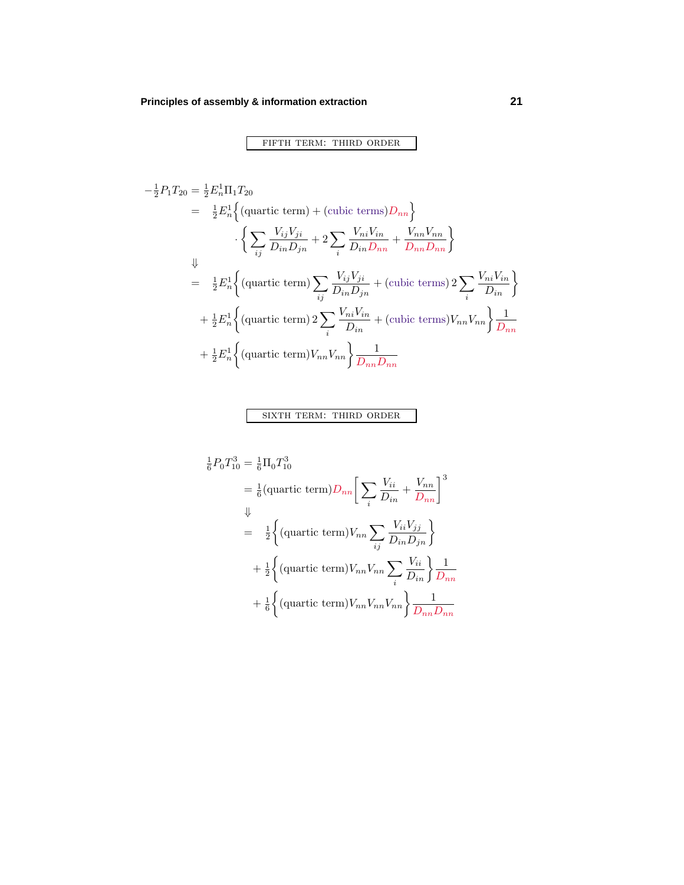FIFTH TERM: THIRD ORDER

$$
\begin{aligned}
-\tfrac{1}{2}P_1T_{20} &= \tfrac{1}{2}E_n^1\Pi_1T_{20}\\
&= \tfrac{1}{2}E_n^1\Big\{(\text{quartic term}) + (\text{cubic terms})D_{nn}\Big\}\\
&\qquad \cdot\Big\{\sum_{ij}\frac{V_{ij}V_{ji}}{D_{in}D_{jn}} + 2\sum_i\frac{V_{ni}V_{in}}{D_{in}D_{nn}} + \frac{V_{nn}V_{nn}}{D_{nn}D_{nn}}\Big\}\\
&\Downarrow\\
&= \tfrac{1}{2}E_n^1\Big\{(\text{quartic term})\sum_{ij}\frac{V_{ij}V_{ji}}{D_{in}D_{jn}} + (\text{cubic terms})\,2\sum_i\frac{V_{ni}V_{in}}{D_{in}}\Big\}\\
&\quad + \tfrac{1}{2}E_n^1\Big\{(\text{quartic term})\,2\sum_i\frac{V_{ni}V_{in}}{D_{in}} + (\text{cubic terms})V_{nn}V_{nn}\Big\}\frac{1}{D_{nn}}\\
&\quad + \tfrac{1}{2}E_n^1\Big\{(\text{quartic term})V_{nn}V_{nn}\Big\}\frac{1}{D_{nn}D_{nn}}
\end{aligned}
$$

SIXTH TERM: THIRD ORDER

$$
\begin{aligned}
\tfrac{1}{6}P_0T_{10}^3 &= \tfrac{1}{6}\Pi_0T_{10}^3\\
&= \tfrac{1}{6}(\text{quartic term})D_{nn}\Big[\sum_i\frac{V_{ii}}{D_{in}} + \frac{V_{nn}}{D_{nn}}\Big]^3\\
&\Downarrow\\
&= \tfrac{1}{2}\Big\{(\text{quartic term})V_{nn}\sum_{ij}\frac{V_{ii}V_{jj}}{D_{in}D_{jn}}\Big\}\\
&\quad + \tfrac{1}{2}\Big\{(\text{quartic term})V_{nn}V_{nn}\sum_i\frac{V_{ii}}{D_{in}}\Big\}\frac{1}{D_{nn}}\\
&\quad + \tfrac{1}{6}\Big\{(\text{quartic term})V_{nn}V_{nn}V_{nn}\Big\}\frac{1}{D_{nn}D_{nn}}
\end{aligned}
$$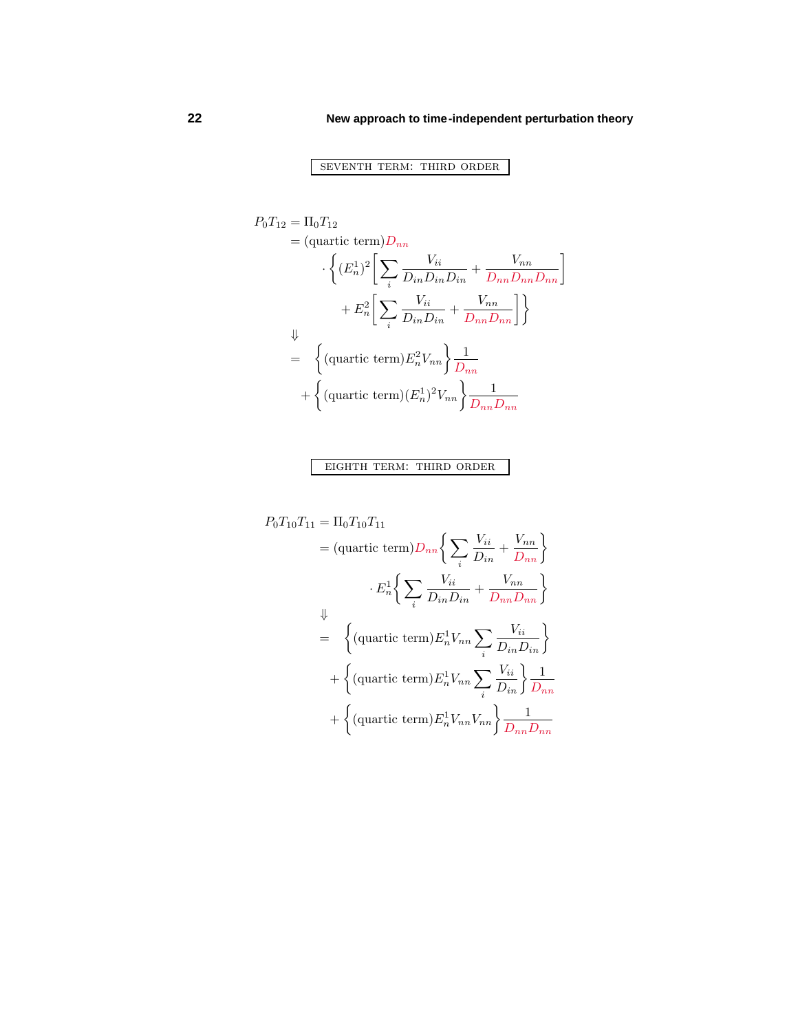SEVENTH TERM: THIRD ORDER

$$
\begin{aligned}
P_0 T_{12} &= \Pi_0 T_{12} \\
&= (\text{quartic term}) D_{nn} \\
&\quad \cdot \Bigg\{ (E_n^1)^2 \Bigg[ \sum_i \frac{V_{ii}}{D_{in} D_{in} D_{in}} + \frac{V_{nn}}{D_{nn} D_{nn} D_{nn}} \Bigg] \\
&\quad\quad + E_n^2 \Bigg[ \sum_i \frac{V_{ii}}{D_{in} D_{in}} + \frac{V_{nn}}{D_{nn} D_{nn}} \Bigg] \Bigg\} \\
&\Downarrow \\
&= \Big\{ (\text{quartic term}) E_n^2 V_{nn} \Big\} \frac{1}{D_{nn}} \\
&\quad + \Big\{ (\text{quartic term}) (E_n^1)^2 V_{nn} \Big\} \frac{1}{D_{nn} D_{nn}}
\end{aligned}
$$

EIGHTH TERM: THIRD ORDER

$$
\begin{aligned}
P_0 T_{10} T_{11} &= \Pi_0 T_{10} T_{11} \\
&= (\text{quartic term}) D_{nn} \Bigg\{ \sum_i \frac{V_{ii}}{D_{in}} + \frac{V_{nn}}{D_{nn}} \Bigg\} \\
&\quad \cdot E_n^1 \Bigg\{ \sum_i \frac{V_{ii}}{D_{in} D_{in}} + \frac{V_{nn}}{D_{nn} D_{nn}} \Bigg\} \\
&\Downarrow \\
&= \Bigg\{ (\text{quartic term}) E_n^1 V_{nn} \sum_i \frac{V_{ii}}{D_{in} D_{in}} \Bigg\} \\
&\quad + \Bigg\{ (\text{quartic term}) E_n^1 V_{nn} \sum_i \frac{V_{ii}}{D_{in}} \Bigg\} \frac{1}{D_{nn}} \\
&\quad + \Big\{ (\text{quartic term}) E_n^1 V_{nn} V_{nn} \Big\} \frac{1}{D_{nn} D_{nn}}
\end{aligned}
$$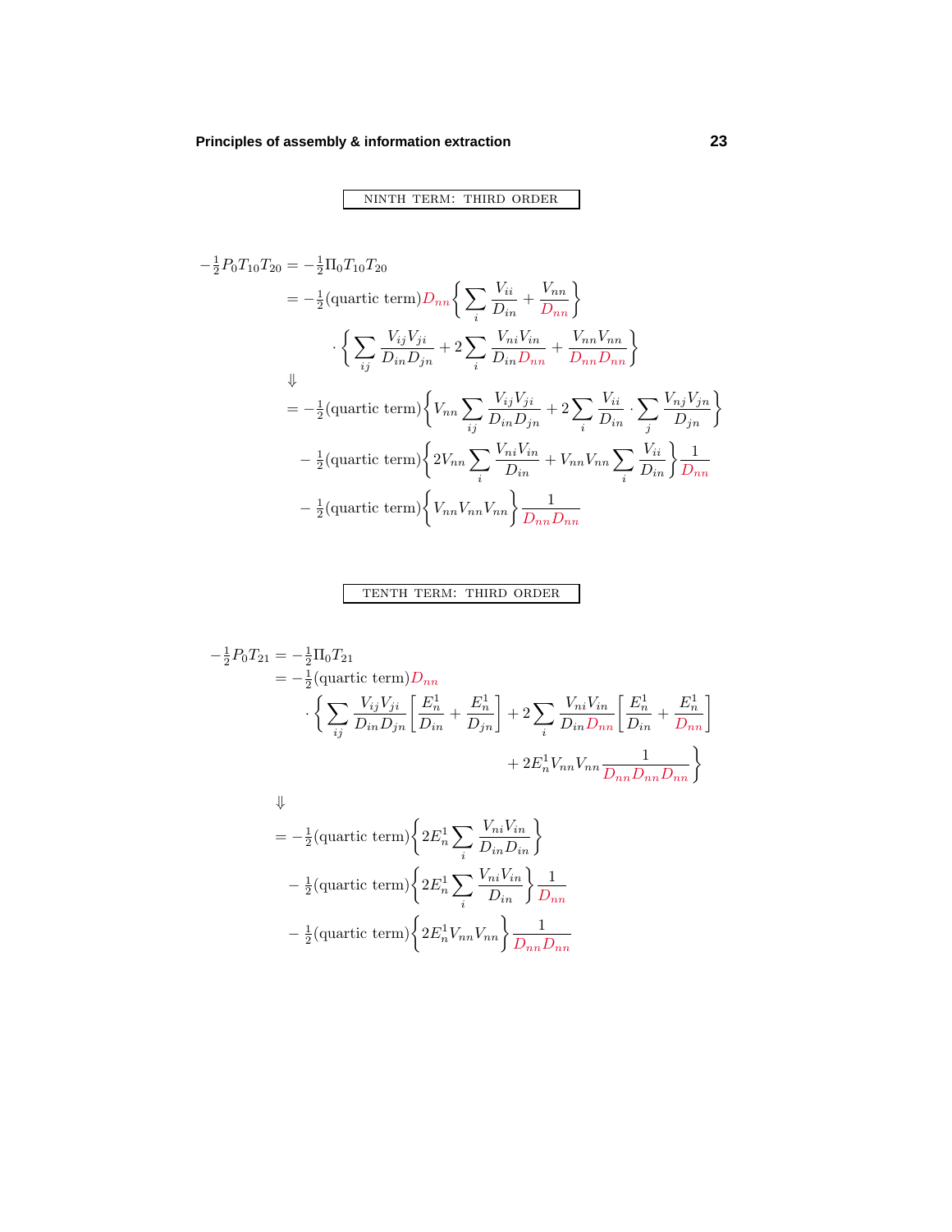NINTH TERM: THIRD ORDER

$$
\begin{aligned}
-\tfrac{1}{2}P_0T_{10}T_{20} &= -\tfrac{1}{2}\Pi_0T_{10}T_{20} \\
&= -\tfrac{1}{2}(\text{quartic term})D_{nn}\left\{\sum_i \frac{V_{ii}}{D_{in}} + \frac{V_{nn}}{D_{nn}}\right\} \\
&\qquad \cdot \left\{\sum_{ij} \frac{V_{ij}V_{ji}}{D_{in}D_{jn}} + 2\sum_i \frac{V_{ni}V_{in}}{D_{in}D_{nn}} + \frac{V_{nn}V_{nn}}{D_{nn}D_{nn}}\right\} \\
&\Downarrow \\
&= -\tfrac{1}{2}(\text{quartic term})\left\{V_{nn}\sum_{ij}\frac{V_{ij}V_{ji}}{D_{in}D_{jn}} + 2\sum_i \frac{V_{ii}}{D_{in}} \cdot \sum_j \frac{V_{nj}V_{jn}}{D_{jn}}\right\} \\
&\quad - \tfrac{1}{2}(\text{quartic term})\left\{2V_{nn}\sum_i \frac{V_{ni}V_{in}}{D_{in}} + V_{nn}V_{nn}\sum_i \frac{V_{ii}}{D_{in}}\right\}\frac{1}{D_{nn}} \\
&\quad - \tfrac{1}{2}(\text{quartic term})\left\{V_{nn}V_{nn}V_{nn}\right\}\frac{1}{D_{nn}D_{nn}}
\end{aligned}
$$

TENTH TERM: THIRD ORDER

$$
\begin{aligned}
-\tfrac{1}{2}P_0T_{21} &= -\tfrac{1}{2}\Pi_0T_{21} \\
&= -\tfrac{1}{2}(\text{quartic term})D_{nn} \\
&\qquad \cdot \left\{\sum_{ij}\frac{V_{ij}V_{ji}}{D_{in}D_{jn}}\left[\frac{E_n^1}{D_{in}} + \frac{E_n^1}{D_{jn}}\right] + 2\sum_i \frac{V_{ni}V_{in}}{D_{in}D_{nn}}\left[\frac{E_n^1}{D_{in}} + \frac{E_n^1}{D_{nn}}\right]\right. \\
&\qquad\qquad \left. + 2E_n^1V_{nn}V_{nn}\frac{1}{D_{nn}D_{nn}D_{nn}}\right\} \\
&\Downarrow \\
&= -\tfrac{1}{2}(\text{quartic term})\left\{2E_n^1\sum_i \frac{V_{ni}V_{in}}{D_{in}D_{in}}\right\} \\
&\quad - \tfrac{1}{2}(\text{quartic term})\left\{2E_n^1\sum_i \frac{V_{ni}V_{in}}{D_{in}}\right\}\frac{1}{D_{nn}} \\
&\quad - \tfrac{1}{2}(\text{quartic term})\left\{2E_n^1V_{nn}V_{nn}\right\}\frac{1}{D_{nn}D_{nn}}
\end{aligned}
$$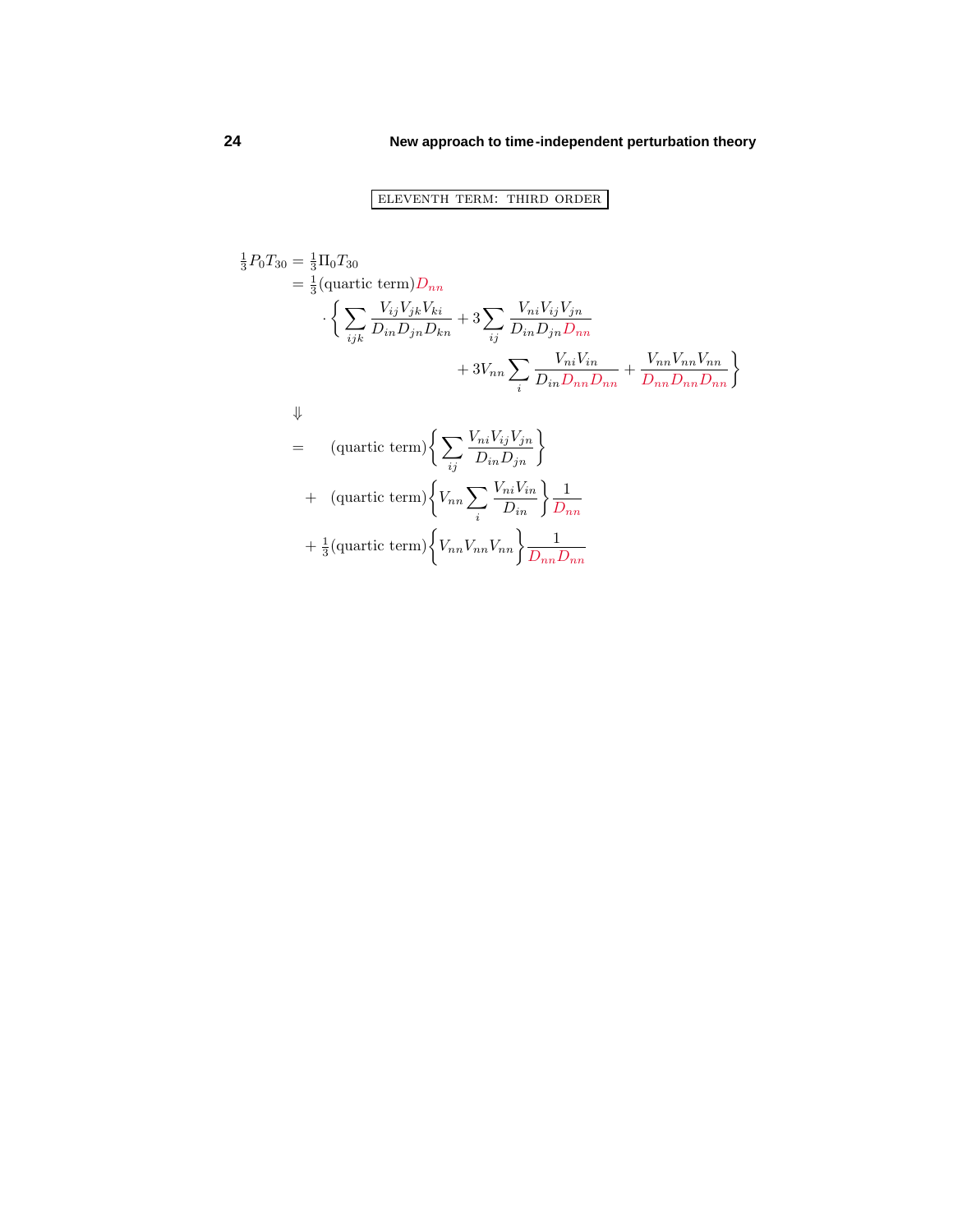ELEVENTH TERM: THIRD ORDER

$$
\begin{aligned}
\tfrac{1}{3}P_0 T_{30} &= \tfrac{1}{3}\Pi_0 T_{30}\\
&= \tfrac{1}{3}(\text{quartic term})D_{nn}\\
&\quad\cdot\Bigg\{\sum_{ijk}\frac{V_{ij}V_{jk}V_{ki}}{D_{in}D_{jn}D_{kn}} + 3\sum_{ij}\frac{V_{ni}V_{ij}V_{jn}}{D_{in}D_{jn}D_{nn}}\\
&\qquad\qquad + 3V_{nn}\sum_{i}\frac{V_{ni}V_{in}}{D_{in}D_{nn}D_{nn}} + \frac{V_{nn}V_{nn}V_{nn}}{D_{nn}D_{nn}D_{nn}}\Bigg\}
\end{aligned}
$$

$$\Downarrow$$

$$
\begin{aligned}
=&\quad (\text{quartic term})\Bigg\{\sum_{ij}\frac{V_{ni}V_{ij}V_{jn}}{D_{in}D_{jn}}\Bigg\}\\
+&\quad (\text{quartic term})\Bigg\{V_{nn}\sum_{i}\frac{V_{ni}V_{in}}{D_{in}}\Bigg\}\frac{1}{D_{nn}}\\
+&\ \tfrac{1}{3}(\text{quartic term})\Bigg\{V_{nn}V_{nn}V_{nn}\Bigg\}\frac{1}{D_{nn}D_{nn}}
\end{aligned}
$$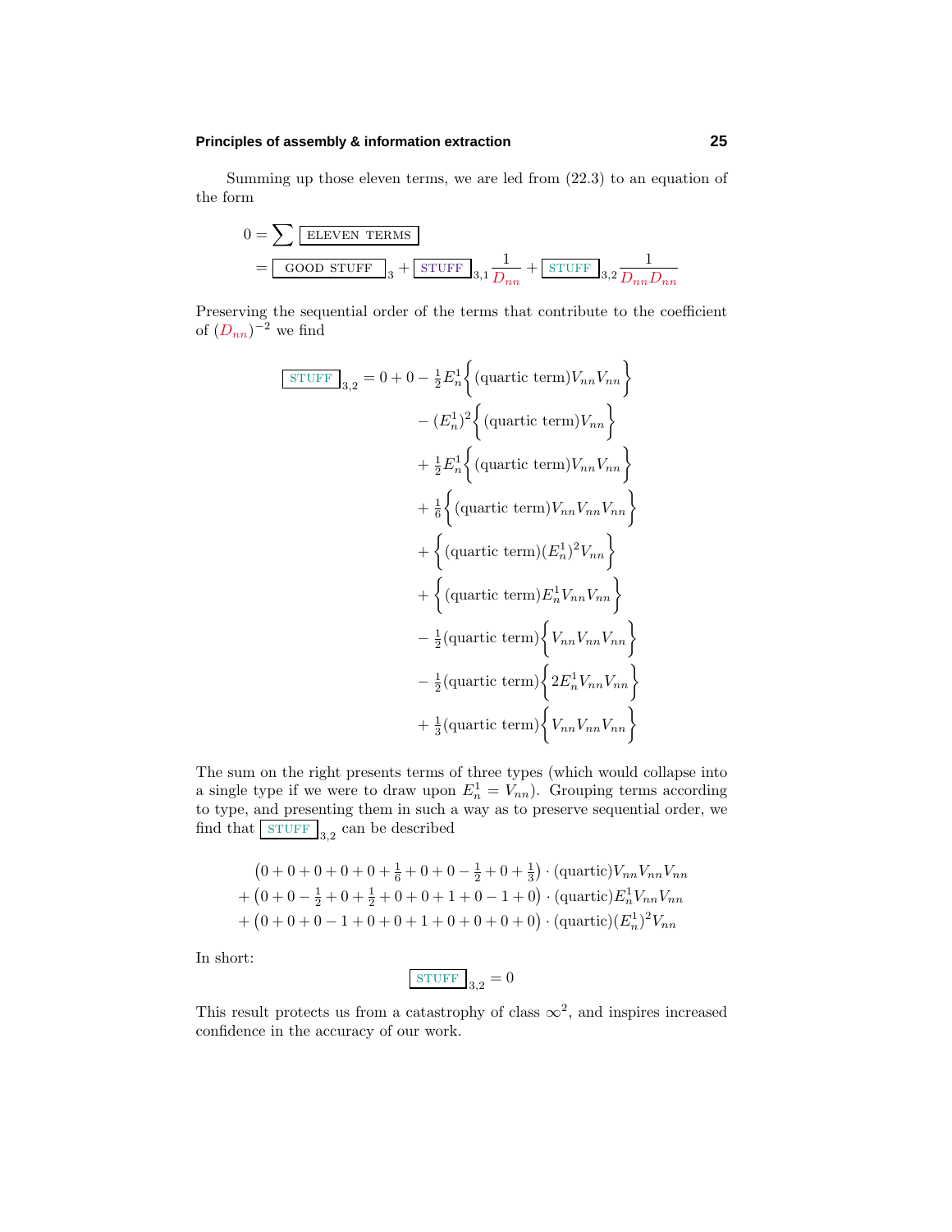Summing up those eleven terms, we are led from (22.3) to an equation of the form

$$
\begin{aligned}
0 &= \sum \boxed{\text{ELEVEN TERMS}} \\
&= \boxed{\text{GOOD STUFF}}_{\,3} + \boxed{\text{STUFF}}_{\,3,1}\frac{1}{D_{nn}} + \boxed{\text{STUFF}}_{\,3,2}\frac{1}{D_{nn}D_{nn}}
\end{aligned}
$$

Preserving the sequential order of the terms that contribute to the coefficient of $(D_{nn})^{-2}$ we find

$$
\begin{aligned}
\boxed{\text{STUFF}}_{\,3,2} = 0 + 0 &- \tfrac{1}{2}E_n^1\Big\{(\text{quartic term})V_{nn}V_{nn}\Big\} \\
&- (E_n^1)^2\Big\{(\text{quartic term})V_{nn}\Big\} \\
&+ \tfrac{1}{2}E_n^1\Big\{(\text{quartic term})V_{nn}V_{nn}\Big\} \\
&+ \tfrac{1}{6}\Big\{(\text{quartic term})V_{nn}V_{nn}V_{nn}\Big\} \\
&+ \Big\{(\text{quartic term})(E_n^1)^2V_{nn}\Big\} \\
&+ \Big\{(\text{quartic term})E_n^1V_{nn}V_{nn}\Big\} \\
&- \tfrac{1}{2}(\text{quartic term})\Big\{V_{nn}V_{nn}V_{nn}\Big\} \\
&- \tfrac{1}{2}(\text{quartic term})\Big\{2E_n^1V_{nn}V_{nn}\Big\} \\
&+ \tfrac{1}{3}(\text{quartic term})\Big\{V_{nn}V_{nn}V_{nn}\Big\}
\end{aligned}
$$

The sum on the right presents terms of three types (which would collapse into a single type if we were to draw upon $E_n^1 = V_{nn}$). Grouping terms according to type, and presenting them in such a way as to preserve sequential order, we find that $\boxed{\text{STUFF}}_{\,3,2}$ can be described

$$
\begin{aligned}
&\big(0+0+0+0+0+\tfrac{1}{6}+0+0-\tfrac{1}{2}+0+\tfrac{1}{3}\big)\cdot(\text{quartic})V_{nn}V_{nn}V_{nn} \\
+\,&\big(0+0-\tfrac{1}{2}+0+\tfrac{1}{2}+0+0+1+0-1+0\big)\cdot(\text{quartic})E_n^1V_{nn}V_{nn} \\
+\,&\big(0+0+0-1+0+0+1+0+0+0+0\big)\cdot(\text{quartic})(E_n^1)^2V_{nn}
\end{aligned}
$$

In short:

$$
\boxed{\text{STUFF}}_{\,3,2} = 0
$$

This result protects us from a catastrophy of class $\infty^2$, and inspires increased confidence in the accuracy of our work.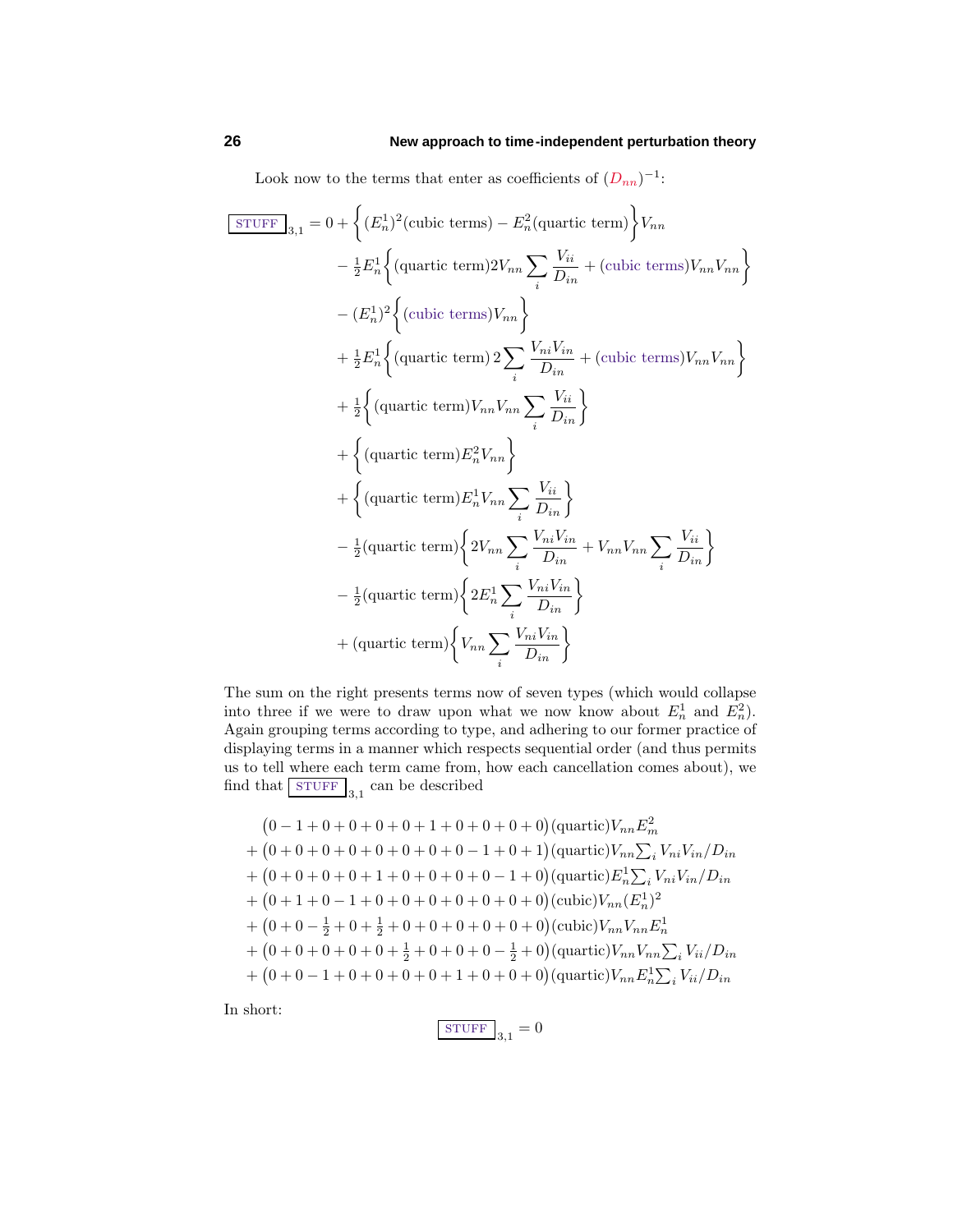Look now to the terms that enter as coefficients of $(D_{nn})^{-1}$:

$$
\begin{aligned}
\boxed{\text{STUFF}}_{3,1} = 0 &+ \Big\{(E_n^1)^2(\text{cubic terms}) - E_n^2(\text{quartic term})\Big\}V_{nn}\\
&- \tfrac{1}{2}E_n^1\Big\{(\text{quartic term})2V_{nn}\sum_i \frac{V_{ii}}{D_{in}} + (\text{cubic terms})V_{nn}V_{nn}\Big\}\\
&- (E_n^1)^2\Big\{(\text{cubic terms})V_{nn}\Big\}\\
&+ \tfrac{1}{2}E_n^1\Big\{(\text{quartic term})\,2\sum_i \frac{V_{ni}V_{in}}{D_{in}} + (\text{cubic terms})V_{nn}V_{nn}\Big\}\\
&+ \tfrac{1}{2}\Big\{(\text{quartic term})V_{nn}V_{nn}\sum_i \frac{V_{ii}}{D_{in}}\Big\}\\
&+ \Big\{(\text{quartic term})E_n^2V_{nn}\Big\}\\
&+ \Big\{(\text{quartic term})E_n^1V_{nn}\sum_i \frac{V_{ii}}{D_{in}}\Big\}\\
&- \tfrac{1}{2}(\text{quartic term})\Big\{2V_{nn}\sum_i \frac{V_{ni}V_{in}}{D_{in}} + V_{nn}V_{nn}\sum_i \frac{V_{ii}}{D_{in}}\Big\}\\
&- \tfrac{1}{2}(\text{quartic term})\Big\{2E_n^1\sum_i \frac{V_{ni}V_{in}}{D_{in}}\Big\}\\
&+ (\text{quartic term})\Big\{V_{nn}\sum_i \frac{V_{ni}V_{in}}{D_{in}}\Big\}
\end{aligned}
$$

The sum on the right presents terms now of seven types (which would collapse into three if we were to draw upon what we now know about $E_n^1$ and $E_n^2$). Again grouping terms according to type, and adhering to our former practice of displaying terms in a manner which respects sequential order (and thus permits us to tell where each term came from, how each cancellation comes about), we find that $\boxed{\text{STUFF}}_{3,1}$ can be described

$$
\begin{aligned}
&\big(0-1+0+0+0+0+1+0+0+0+0\big)(\text{quartic})V_{nn}E_m^2\\
+&\big(0+0+0+0+0+0+0+0-1+0+1\big)(\text{quartic})V_{nn}\textstyle\sum_i V_{ni}V_{in}/D_{in}\\
+&\big(0+0+0+0+1+0+0+0+0-1+0\big)(\text{quartic})E_n^1\textstyle\sum_i V_{ni}V_{in}/D_{in}\\
+&\big(0+1+0-1+0+0+0+0+0+0+0\big)(\text{cubic})V_{nn}(E_n^1)^2\\
+&\big(0+0-\tfrac{1}{2}+0+\tfrac{1}{2}+0+0+0+0+0+0\big)(\text{cubic})V_{nn}V_{nn}E_n^1\\
+&\big(0+0+0+0+0+\tfrac{1}{2}+0+0+0-\tfrac{1}{2}+0\big)(\text{quartic})V_{nn}V_{nn}\textstyle\sum_i V_{ii}/D_{in}\\
+&\big(0+0-1+0+0+0+0+1+0+0+0\big)(\text{quartic})V_{nn}E_n^1\textstyle\sum_i V_{ii}/D_{in}
\end{aligned}
$$

In short:

$$
\boxed{\text{STUFF}}_{3,1} = 0
$$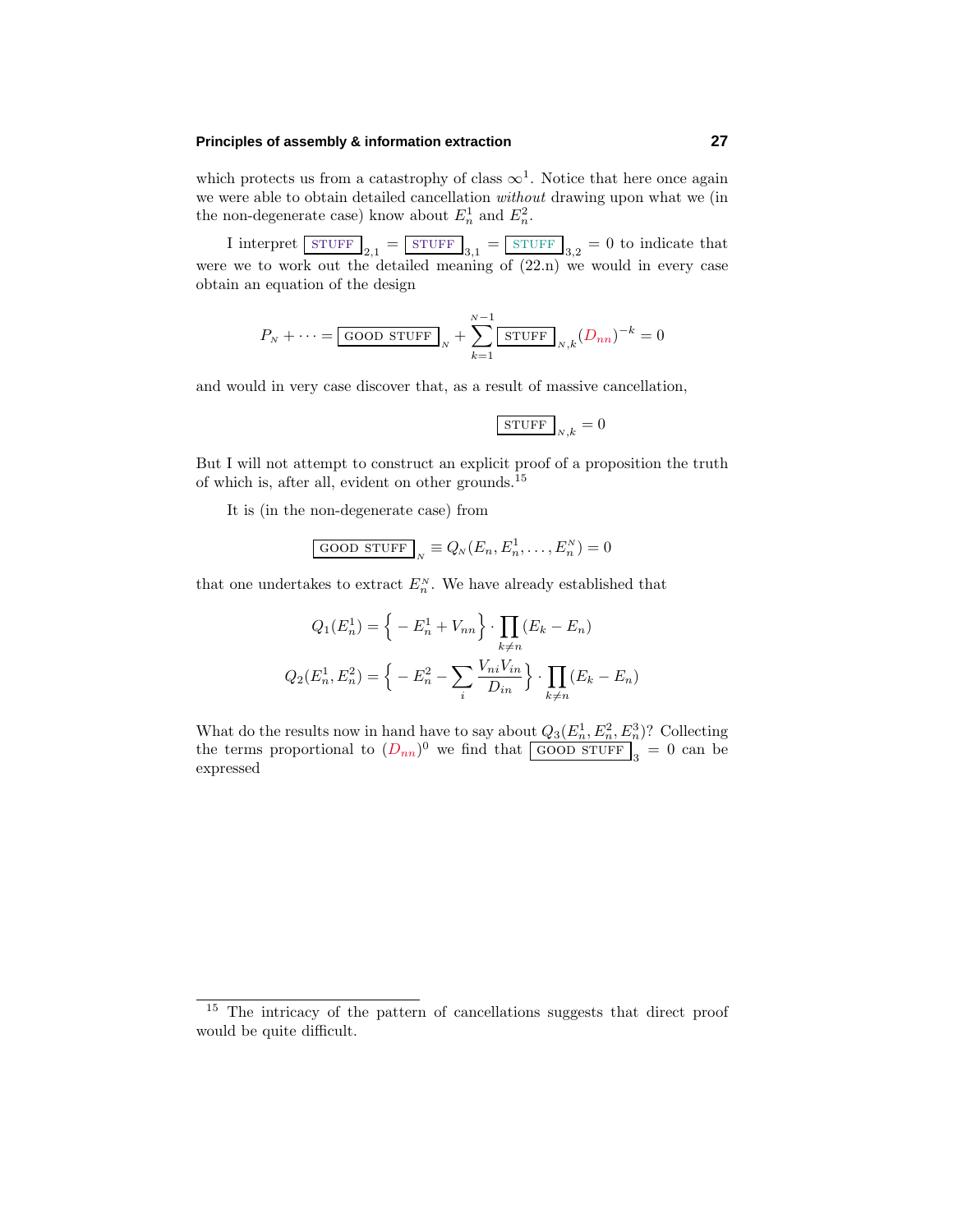which protects us from a catastrophy of class $\infty^1$. Notice that here once again we were able to obtain detailed cancellation *without* drawing upon what we (in the non-degenerate case) know about $E_n^1$ and $E_n^2$.

I interpret $\boxed{\text{STUFF}}_{2,1} = \boxed{\text{STUFF}}_{3,1} = \boxed{\text{STUFF}}_{3,2} = 0$ to indicate that were we to work out the detailed meaning of (22.n) we would in every case obtain an equation of the design

$$P_N + \cdots = \boxed{\text{GOOD STUFF}}_N + \sum_{k=1}^{N-1} \boxed{\text{STUFF}}_{N,k} (D_{nn})^{-k} = 0$$

and would in very case discover that, as a result of massive cancellation,

$$\boxed{\text{STUFF}}_{N,k} = 0$$

But I will not attempt to construct an explicit proof of a proposition the truth of which is, after all, evident on other grounds.[15]

It is (in the non-degenerate case) from

$$\boxed{\text{GOOD STUFF}}_N \equiv Q_N(E_n, E_n^1, \ldots, E_n^N) = 0$$

that one undertakes to extract $E_n^N$. We have already established that

$$Q_1(E_n^1) = \Big\{ -E_n^1 + V_{nn} \Big\} \cdot \prod_{k \neq n} (E_k - E_n)$$

$$Q_2(E_n^1, E_n^2) = \Big\{ -E_n^2 - \sum_i \frac{V_{ni}V_{in}}{D_{in}} \Big\} \cdot \prod_{k \neq n} (E_k - E_n)$$

What do the results now in hand have to say about $Q_3(E_n^1, E_n^2, E_n^3)$? Collecting the terms proportional to $(D_{nn})^0$ we find that $\boxed{\text{GOOD STUFF}}_3 = 0$ can be expressed

---

[15] The intricacy of the pattern of cancellations suggests that direct proof would be quite difficult.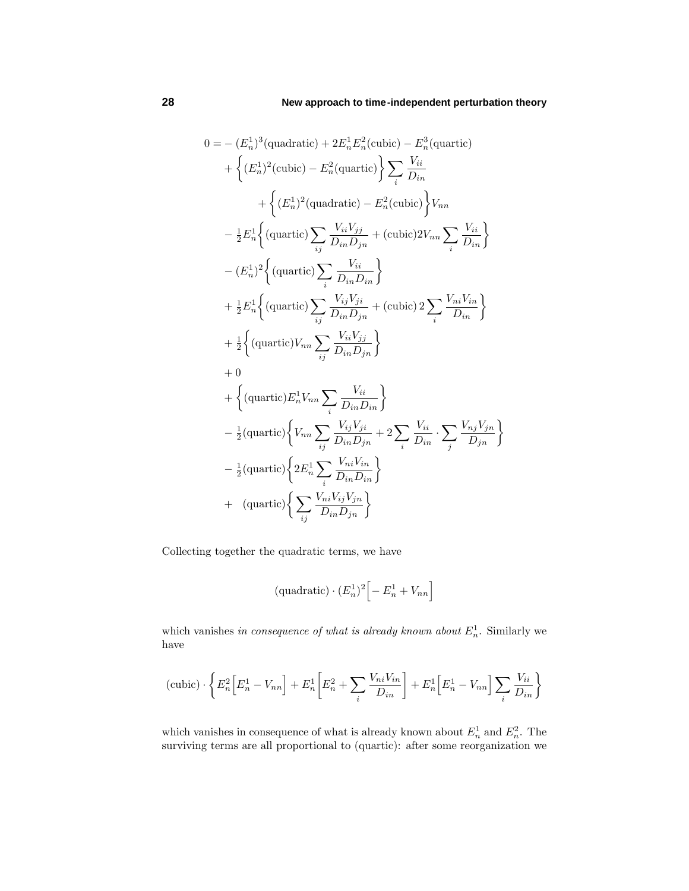$$
\begin{aligned}
0 = &-(E_n^1)^3(\text{quadratic}) + 2E_n^1E_n^2(\text{cubic}) - E_n^3(\text{quartic})\\
&+\Big\{(E_n^1)^2(\text{cubic}) - E_n^2(\text{quartic})\Big\}\sum_i \frac{V_{ii}}{D_{in}}\\
&\qquad+\Big\{(E_n^1)^2(\text{quadratic}) - E_n^2(\text{cubic})\Big\}V_{nn}\\
&-\tfrac{1}{2}E_n^1\Big\{(\text{quartic})\sum_{ij}\frac{V_{ii}V_{jj}}{D_{in}D_{jn}} + (\text{cubic})2V_{nn}\sum_i\frac{V_{ii}}{D_{in}}\Big\}\\
&-(E_n^1)^2\Big\{(\text{quartic})\sum_i\frac{V_{ii}}{D_{in}D_{in}}\Big\}\\
&+\tfrac{1}{2}E_n^1\Big\{(\text{quartic})\sum_{ij}\frac{V_{ij}V_{ji}}{D_{in}D_{jn}} + (\text{cubic})\,2\sum_i\frac{V_{ni}V_{in}}{D_{in}}\Big\}\\
&+\tfrac{1}{2}\Big\{(\text{quartic})V_{nn}\sum_{ij}\frac{V_{ii}V_{jj}}{D_{in}D_{jn}}\Big\}\\
&+0\\
&+\Big\{(\text{quartic})E_n^1V_{nn}\sum_i\frac{V_{ii}}{D_{in}D_{in}}\Big\}\\
&-\tfrac{1}{2}(\text{quartic})\Big\{V_{nn}\sum_{ij}\frac{V_{ij}V_{ji}}{D_{in}D_{jn}} + 2\sum_i\frac{V_{ii}}{D_{in}}\cdot\sum_j\frac{V_{nj}V_{jn}}{D_{jn}}\Big\}\\
&-\tfrac{1}{2}(\text{quartic})\Big\{2E_n^1\sum_i\frac{V_{ni}V_{in}}{D_{in}D_{in}}\Big\}\\
&+\ \ (\text{quartic})\Big\{\sum_{ij}\frac{V_{ni}V_{ij}V_{jn}}{D_{in}D_{jn}}\Big\}
\end{aligned}
$$

Collecting together the quadratic terms, we have

$$
(\text{quadratic})\cdot(E_n^1)^2\Big[-E_n^1 + V_{nn}\Big]
$$

which vanishes *in consequence of what is already known about* $E_n^1$. Similarly we have

$$
(\text{cubic})\cdot\bigg\{E_n^2\Big[E_n^1 - V_{nn}\Big] + E_n^1\Big[E_n^2 + \sum_i\frac{V_{ni}V_{in}}{D_{in}}\Big] + E_n^1\Big[E_n^1 - V_{nn}\Big]\sum_i\frac{V_{ii}}{D_{in}}\bigg\}
$$

which vanishes in consequence of what is already known about $E_n^1$ and $E_n^2$. The surviving terms are all proportional to (quartic): after some reorganization we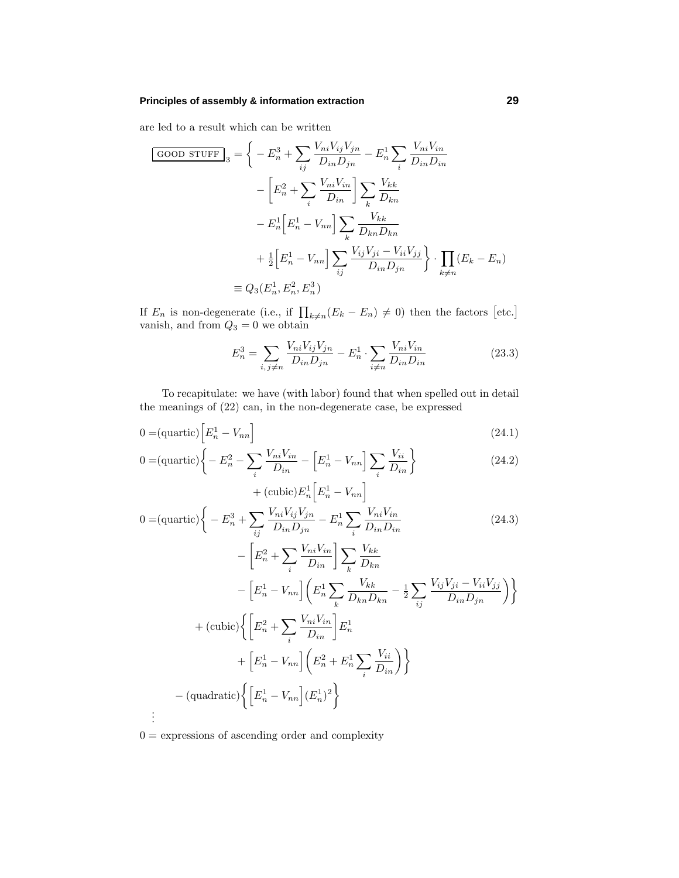are led to a result which can be written

$$
\begin{aligned}
\boxed{\text{GOOD STUFF}}_3 = \Big\{ &-E_n^3 + \sum_{ij} \frac{V_{ni}V_{ij}V_{jn}}{D_{in}D_{jn}} - E_n^1 \sum_i \frac{V_{ni}V_{in}}{D_{in}D_{in}} \\
&- \Big[ E_n^2 + \sum_i \frac{V_{ni}V_{in}}{D_{in}} \Big] \sum_k \frac{V_{kk}}{D_{kn}} \\
&- E_n^1 \Big[ E_n^1 - V_{nn} \Big] \sum_k \frac{V_{kk}}{D_{kn}D_{kn}} \\
&+ \tfrac{1}{2} \Big[ E_n^1 - V_{nn} \Big] \sum_{ij} \frac{V_{ij}V_{ji} - V_{ii}V_{jj}}{D_{in}D_{jn}} \Big\} \cdot \prod_{k \neq n} (E_k - E_n) \\
\equiv Q_3(&E_n^1, E_n^2, E_n^3)
\end{aligned}
$$

If $E_n$ is non-degenerate (i.e., if $\prod_{k\neq n}(E_k - E_n) \neq 0$) then the factors $\big[\text{etc.}\big]$ vanish, and from $Q_3 = 0$ we obtain

$$
E_n^3 = \sum_{i,j\neq n} \frac{V_{ni}V_{ij}V_{jn}}{D_{in}D_{jn}} - E_n^1 \cdot \sum_{i\neq n} \frac{V_{ni}V_{in}}{D_{in}D_{in}} \tag{23.3}
$$

To recapitulate: we have (with labor) found that when spelled out in detail the meanings of (22) can, in the non-degenerate case, be expressed

$$
0 = (\text{quartic}) \Big[ E_n^1 - V_{nn} \Big] \tag{24.1}
$$

$$
\begin{aligned}
0 = (\text{quartic}) &\Big\{ -E_n^2 - \sum_i \frac{V_{ni}V_{in}}{D_{in}} - \Big[ E_n^1 - V_{nn} \Big] \sum_i \frac{V_{ii}}{D_{in}} \Big\} \\
&+ (\text{cubic}) E_n^1 \Big[ E_n^1 - V_{nn} \Big]
\end{aligned} \tag{24.2}
$$

$$
\begin{aligned}
0 = (\text{quartic}) &\Big\{ -E_n^3 + \sum_{ij} \frac{V_{ni}V_{ij}V_{jn}}{D_{in}D_{jn}} - E_n^1 \sum_i \frac{V_{ni}V_{in}}{D_{in}D_{in}} \\
&- \Big[ E_n^2 + \sum_i \frac{V_{ni}V_{in}}{D_{in}} \Big] \sum_k \frac{V_{kk}}{D_{kn}} \\
&- \Big[ E_n^1 - V_{nn} \Big] \Big( E_n^1 \sum_k \frac{V_{kk}}{D_{kn}D_{kn}} - \tfrac{1}{2} \sum_{ij} \frac{V_{ij}V_{ji} - V_{ii}V_{jj}}{D_{in}D_{jn}} \Big) \Big\} \\
+ (\text{cubic}) &\Big\{ \Big[ E_n^2 + \sum_i \frac{V_{ni}V_{in}}{D_{in}} \Big] E_n^1 \\
&+ \Big[ E_n^1 - V_{nn} \Big] \Big( E_n^2 + E_n^1 \sum_i \frac{V_{ii}}{D_{in}} \Big) \Big\} \\
- (\text{quadratic}) &\Big\{ \Big[ E_n^1 - V_{nn} \Big] (E_n^1)^2 \Big\}
\end{aligned} \tag{24.3}
$$

$\vdots$

$0 =$ expressions of ascending order and complexity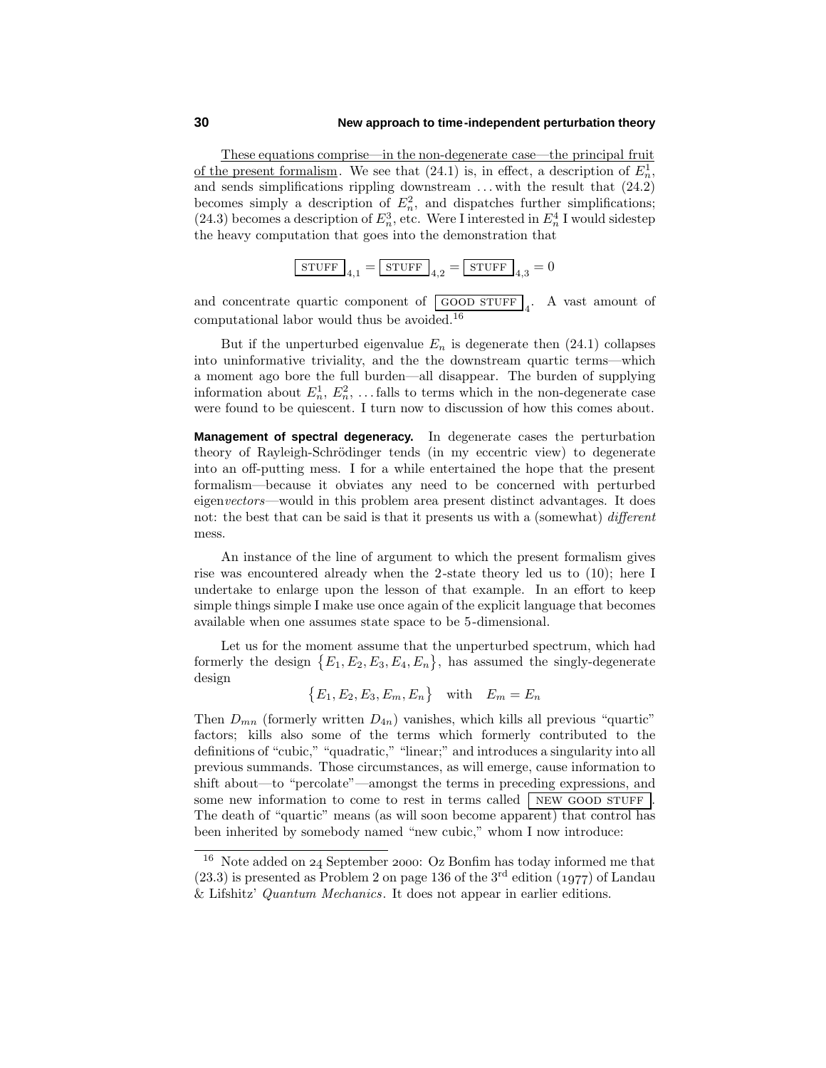These equations comprise—in the non-degenerate case—the principal fruit of the present formalism. We see that (24.1) is, in effect, a description of $E_n^1$, and sends simplifications rippling downstream ... with the result that (24.2) becomes simply a description of $E_n^2$, and dispatches further simplifications; (24.3) becomes a description of $E_n^3$, etc. Were I interested in $E_n^4$ I would sidestep the heavy computation that goes into the demonstration that

$$\boxed{\text{STUFF}}_{4,1} = \boxed{\text{STUFF}}_{4,2} = \boxed{\text{STUFF}}_{4,3} = 0$$

and concentrate quartic component of $\boxed{\text{GOOD STUFF}}_{4}$. A vast amount of computational labor would thus be avoided.[16]

But if the unperturbed eigenvalue $E_n$ is degenerate then (24.1) collapses into uninformative triviality, and the the downstream quartic terms—which a moment ago bore the full burden—all disappear. The burden of supplying information about $E_n^1$, $E_n^2$, ... falls to terms which in the non-degenerate case were found to be quiescent. I turn now to discussion of how this comes about.

**Management of spectral degeneracy.** In degenerate cases the perturbation theory of Rayleigh-Schrödinger tends (in my eccentric view) to degenerate into an off-putting mess. I for a while entertained the hope that the present formalism—because it obviates any need to be concerned with perturbed eigen*vectors*—would in this problem area present distinct advantages. It does not: the best that can be said is that it presents us with a (somewhat) *different* mess.

An instance of the line of argument to which the present formalism gives rise was encountered already when the 2-state theory led us to (10); here I undertake to enlarge upon the lesson of that example. In an effort to keep simple things simple I make use once again of the explicit language that becomes available when one assumes state space to be 5-dimensional.

Let us for the moment assume that the unperturbed spectrum, which had formerly the design $\{E_1, E_2, E_3, E_4, E_n\}$, has assumed the singly-degenerate design

$$\{E_1, E_2, E_3, E_m, E_n\} \quad \text{with} \quad E_m = E_n$$

Then $D_{mn}$ (formerly written $D_{4n}$) vanishes, which kills all previous "quartic" factors; kills also some of the terms which formerly contributed to the definitions of "cubic," "quadratic," "linear;" and introduces a singularity into all previous summands. Those circumstances, as will emerge, cause information to shift about—to "percolate"—amongst the terms in preceding expressions, and some new information to come to rest in terms called $\boxed{\text{NEW GOOD STUFF}}$. The death of "quartic" means (as will soon become apparent) that control has been inherited by somebody named "new cubic," whom I now introduce:

---

[16] Note added on 24 September 2000: Oz Bonfim has today informed me that (23.3) is presented as Problem 2 on page 136 of the 3rd edition (1977) of Landau & Lifshitz' *Quantum Mechanics*. It does not appear in earlier editions.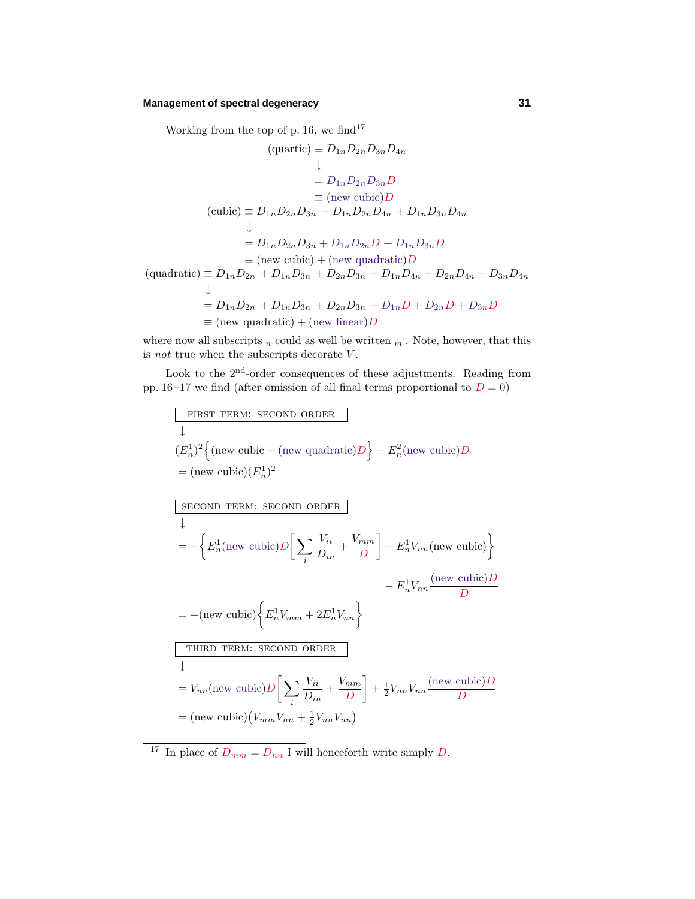Working from the top of p. 16, we find[17]

$$
\begin{aligned}
\text{(quartic)} &\equiv D_{1n}D_{2n}D_{3n}D_{4n}\\
&\downarrow\\
&= D_{1n}D_{2n}D_{3n}D\\
&\equiv (\text{new cubic})D
\end{aligned}
$$

$$
\begin{aligned}
\text{(cubic)} &\equiv D_{1n}D_{2n}D_{3n} + D_{1n}D_{2n}D_{4n} + D_{1n}D_{3n}D_{4n}\\
&\downarrow\\
&= D_{1n}D_{2n}D_{3n} + D_{1n}D_{2n}D + D_{1n}D_{3n}D\\
&\equiv (\text{new cubic}) + (\text{new quadratic})D
\end{aligned}
$$

$$
\begin{aligned}
\text{(quadratic)} &\equiv D_{1n}D_{2n} + D_{1n}D_{3n} + D_{2n}D_{3n} + D_{1n}D_{4n} + D_{2n}D_{4n} + D_{3n}D_{4n}\\
&\downarrow\\
&= D_{1n}D_{2n} + D_{1n}D_{3n} + D_{2n}D_{3n} + D_{1n}D + D_{2n}D + D_{3n}D\\
&\equiv (\text{new quadratic}) + (\text{new linear})D
\end{aligned}
$$

where now all subscripts $_n$ could as well be written $_m$. Note, however, that this is *not* true when the subscripts decorate $V$.

Look to the 2nd-order consequences of these adjustments. Reading from pp. 16–17 we find (after omission of all final terms proportional to $D = 0$)

FIRST TERM: SECOND ORDER

$$
\begin{aligned}
&\downarrow\\
&(E_n^1)^2\Big\{(\text{new cubic} + (\text{new quadratic})D\Big\} - E_n^2(\text{new cubic})D\\
&= (\text{new cubic})(E_n^1)^2
\end{aligned}
$$

SECOND TERM: SECOND ORDER

$$
\begin{aligned}
&\downarrow\\
&= -\bigg\{E_n^1(\text{new cubic})D\bigg[\sum_i \frac{V_{ii}}{D_{in}} + \frac{V_{mm}}{D}\bigg] + E_n^1 V_{nn}(\text{new cubic})\bigg\}\\
&\qquad\qquad - E_n^1 V_{nn}\frac{(\text{new cubic})D}{D}\\
&= -(\text{new cubic})\Big\{E_n^1 V_{mm} + 2E_n^1 V_{nn}\Big\}
\end{aligned}
$$

THIRD TERM: SECOND ORDER

$$
\begin{aligned}
&\downarrow\\
&= V_{nn}(\text{new cubic})D\bigg[\sum_i \frac{V_{ii}}{D_{in}} + \frac{V_{mm}}{D}\bigg] + \tfrac{1}{2}V_{nn}V_{nn}\frac{(\text{new cubic})D}{D}\\
&= (\text{new cubic})\big(V_{mm}V_{nn} + \tfrac{1}{2}V_{nn}V_{nn}\big)
\end{aligned}
$$

---

[17] In place of $D_{mm} = D_{nn}$ I will henceforth write simply $D$.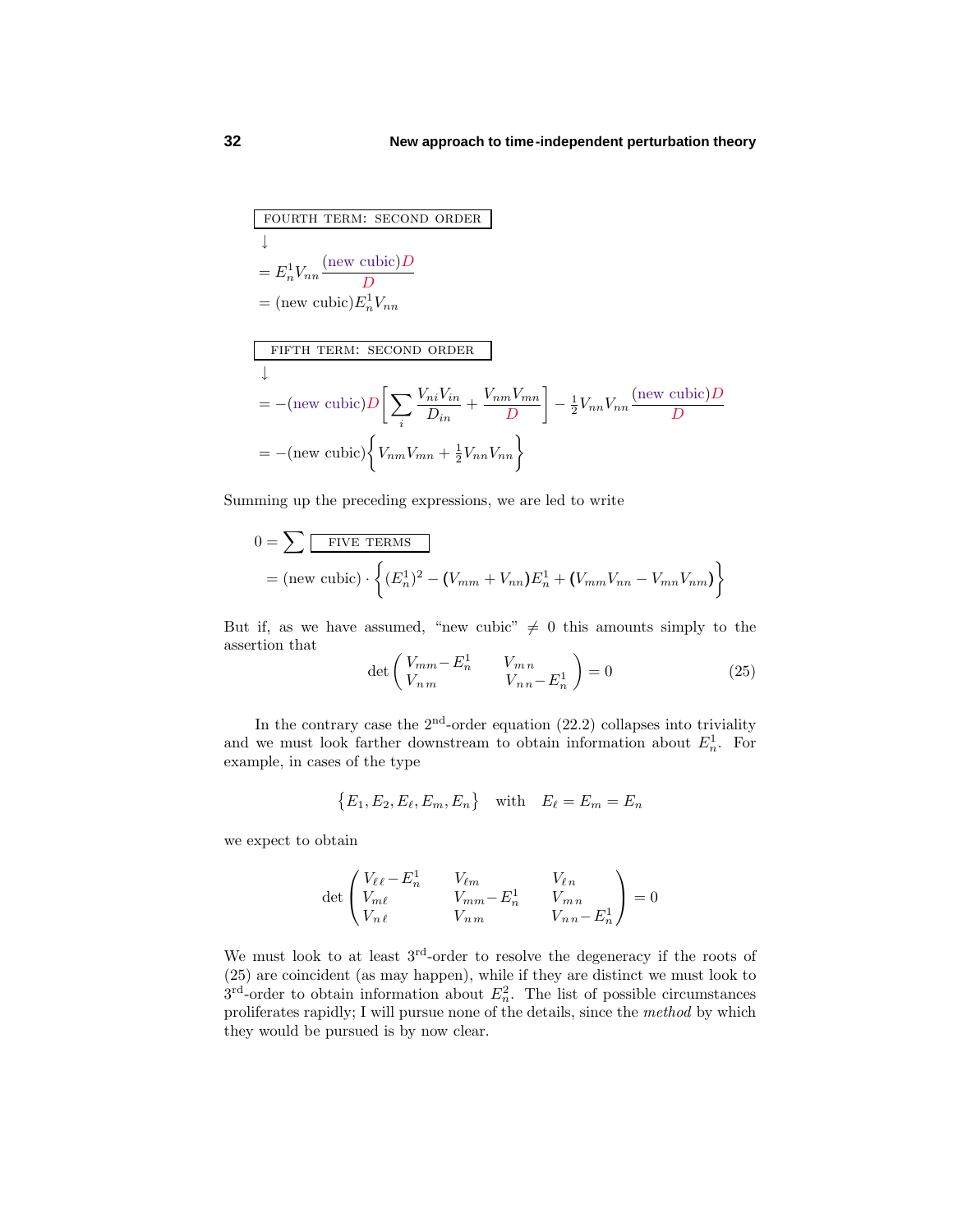$$\boxed{\text{FOURTH TERM: SECOND ORDER}}$$

$$\downarrow$$

$$= E_n^1 V_{nn} \frac{(\text{new cubic})D}{D}$$

$$= (\text{new cubic}) E_n^1 V_{nn}$$

$$\boxed{\text{FIFTH TERM: SECOND ORDER}}$$

$$\downarrow$$

$$= -(\text{new cubic})D\left[\sum_i \frac{V_{ni}V_{in}}{D_{in}} + \frac{V_{nm}V_{mn}}{D}\right] - \tfrac{1}{2}V_{nn}V_{nn}\frac{(\text{new cubic})D}{D}$$

$$= -(\text{new cubic})\Big\{V_{nm}V_{mn} + \tfrac{1}{2}V_{nn}V_{nn}\Big\}$$

Summing up the preceding expressions, we are led to write

$$0 = \sum \boxed{\text{FIVE TERMS}}$$

$$= (\text{new cubic}) \cdot \Big\{(E_n^1)^2 - \big(V_{mm} + V_{nn}\big)E_n^1 + \big(V_{mm}V_{nn} - V_{mn}V_{nm}\big)\Big\}$$

But if, as we have assumed, "new cubic" $\neq 0$ this amounts simply to the assertion that

$$\det\begin{pmatrix} V_{mm} - E_n^1 & V_{mn} \\ V_{nm} & V_{nn} - E_n^1 \end{pmatrix} = 0 \tag{25}$$

In the contrary case the 2nd-order equation (22.2) collapses into triviality and we must look farther downstream to obtain information about $E_n^1$. For example, in cases of the type

$$\big\{E_1, E_2, E_\ell, E_m, E_n\big\} \quad \text{with} \quad E_\ell = E_m = E_n$$

we expect to obtain

$$\det\begin{pmatrix} V_{\ell\ell} - E_n^1 & V_{\ell m} & V_{\ell n} \\ V_{m\ell} & V_{mm} - E_n^1 & V_{mn} \\ V_{n\ell} & V_{nm} & V_{nn} - E_n^1 \end{pmatrix} = 0$$

We must look to at least 3rd-order to resolve the degeneracy if the roots of (25) are coincident (as may happen), while if they are distinct we must look to 3rd-order to obtain information about $E_n^2$. The list of possible circumstances proliferates rapidly; I will pursue none of the details, since the *method* by which they would be pursued is by now clear.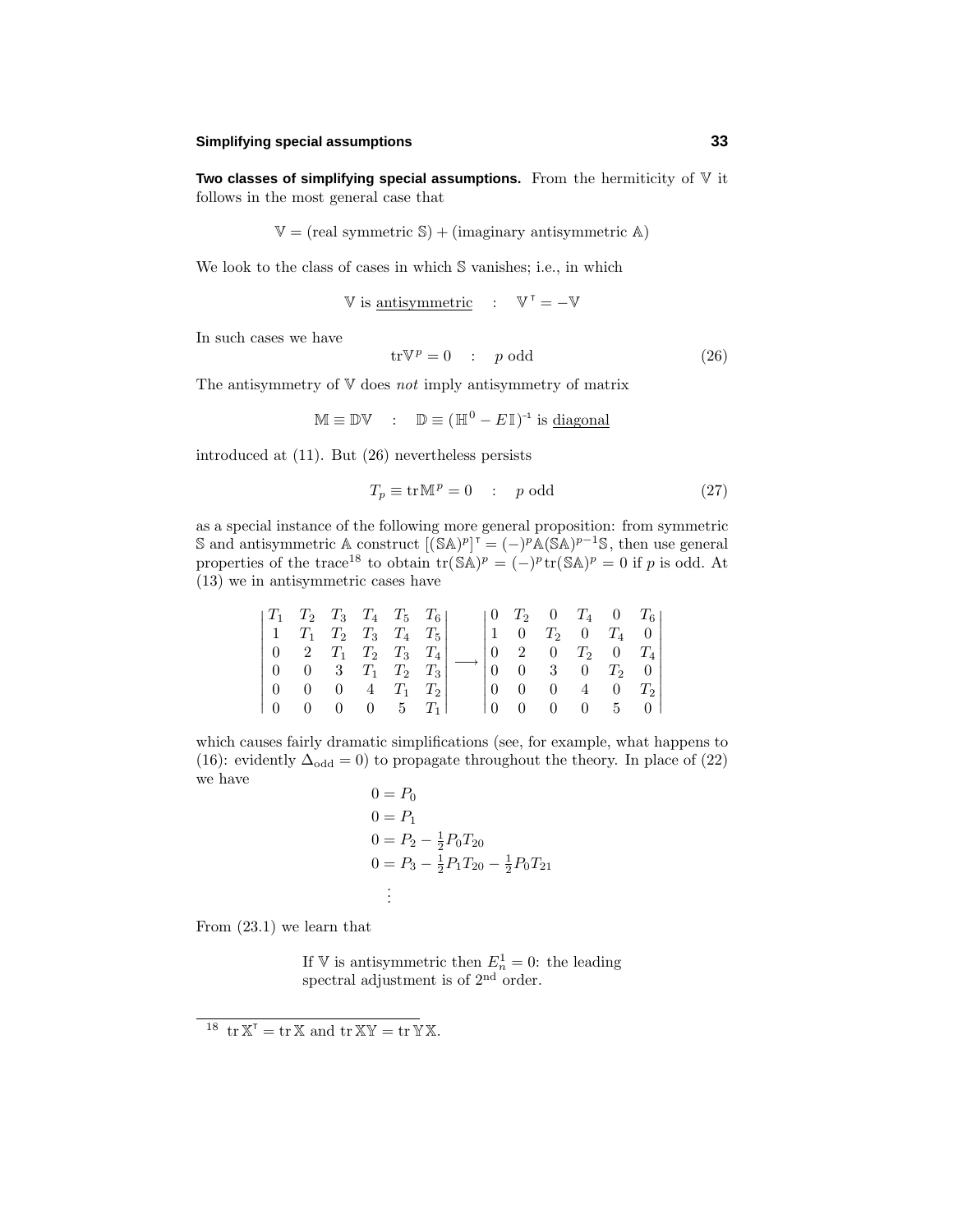**Two classes of simplifying special assumptions.** From the hermiticity of $\mathbb{V}$ it follows in the most general case that

$$\mathbb{V} = (\text{real symmetric } \mathbb{S}) + (\text{imaginary antisymmetric } \mathbb{A})$$

We look to the class of cases in which $\mathbb{S}$ vanishes; i.e., in which

$$\mathbb{V} \text{ is } \underline{\text{antisymmetric}} \quad : \quad \mathbb{V}^{\mathsf{T}} = -\mathbb{V}$$

In such cases we have

$$\text{tr}\mathbb{V}^p = 0 \quad : \quad p \text{ odd} \tag{26}$$

The antisymmetry of $\mathbb{V}$ does *not* imply antisymmetry of matrix

$$\mathbb{M} \equiv \mathbb{D}\mathbb{V} \quad : \quad \mathbb{D} \equiv (\mathbb{H}^0 - E\,\mathbb{I})^{-1} \text{ is } \underline{\text{diagonal}}$$

introduced at (11). But (26) nevertheless persists

$$T_p \equiv \text{tr}\,\mathbb{M}^p = 0 \quad : \quad p \text{ odd} \tag{27}$$

as a special instance of the following more general proposition: from symmetric $\mathbb{S}$ and antisymmetric $\mathbb{A}$ construct $[(\mathbb{S}\mathbb{A})^p]^{\mathsf{T}} = (-)^p \mathbb{A}(\mathbb{S}\mathbb{A})^{p-1}\mathbb{S}$, then use general properties of the trace[18] to obtain $\text{tr}(\mathbb{S}\mathbb{A})^p = (-)^p\,\text{tr}(\mathbb{S}\mathbb{A})^p = 0$ if $p$ is odd. At (13) we in antisymmetric cases have

$$\begin{vmatrix} T_1 & T_2 & T_3 & T_4 & T_5 & T_6 \\ 1 & T_1 & T_2 & T_3 & T_4 & T_5 \\ 0 & 2 & T_1 & T_2 & T_3 & T_4 \\ 0 & 0 & 3 & T_1 & T_2 & T_3 \\ 0 & 0 & 0 & 4 & T_1 & T_2 \\ 0 & 0 & 0 & 0 & 5 & T_1 \end{vmatrix} \longrightarrow \begin{vmatrix} 0 & T_2 & 0 & T_4 & 0 & T_6 \\ 1 & 0 & T_2 & 0 & T_4 & 0 \\ 0 & 2 & 0 & T_2 & 0 & T_4 \\ 0 & 0 & 3 & 0 & T_2 & 0 \\ 0 & 0 & 0 & 4 & 0 & T_2 \\ 0 & 0 & 0 & 0 & 5 & 0 \end{vmatrix}$$

which causes fairly dramatic simplifications (see, for example, what happens to (16): evidently $\Delta_{\text{odd}} = 0$) to propagate throughout the theory. In place of (22) we have

$$\begin{aligned} 0 &= P_0 \\ 0 &= P_1 \\ 0 &= P_2 - \tfrac{1}{2}P_0T_{20} \\ 0 &= P_3 - \tfrac{1}{2}P_1T_{20} - \tfrac{1}{2}P_0T_{21} \\ &\;\vdots \end{aligned}$$

From (23.1) we learn that

> If $\mathbb{V}$ is antisymmetric then $E_n^1 = 0$: the leading spectral adjustment is of 2nd order.

---

[18] $\text{tr}\,\mathbb{X}^{\mathsf{T}} = \text{tr}\,\mathbb{X}$ and $\text{tr}\,\mathbb{X}\mathbb{Y} = \text{tr}\,\mathbb{Y}\mathbb{X}$.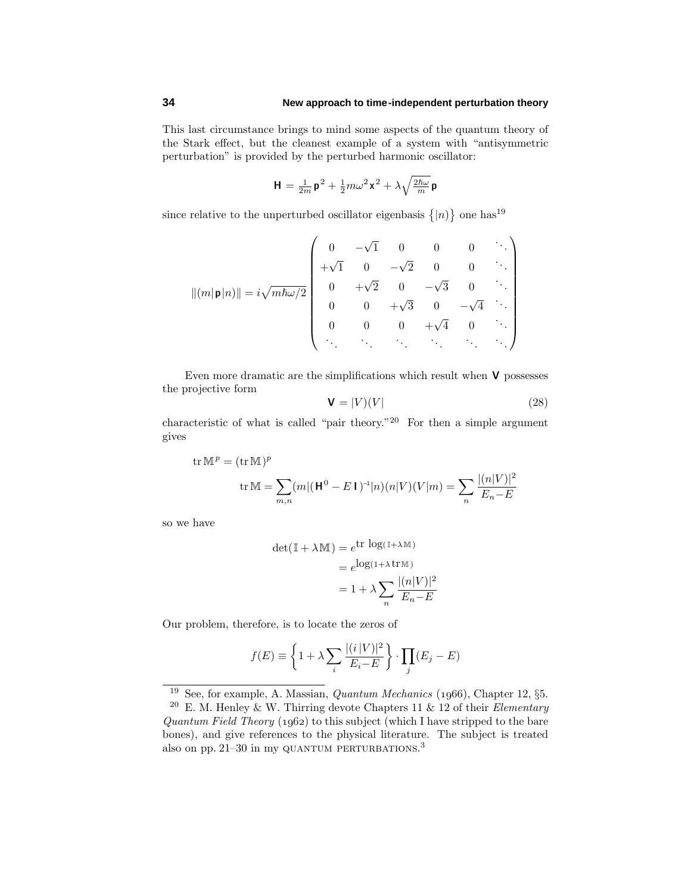This last circumstance brings to mind some aspects of the quantum theory of the Stark effect, but the cleanest example of a system with "antisymmetric perturbation" is provided by the perturbed harmonic oscillator:

$$\mathbf{H} = \tfrac{1}{2m}\mathbf{p}^2 + \tfrac{1}{2}m\omega^2\mathbf{x}^2 + \lambda\sqrt{\tfrac{2\hbar\omega}{m}}\,\mathbf{p}$$

since relative to the unperturbed oscillator eigenbasis $\{|n)\}$ one has[19]

$$\|(m|\mathbf{p}|n)\| = i\sqrt{m\hbar\omega/2}\begin{pmatrix} 0 & -\sqrt{1} & 0 & 0 & 0 & \ddots \\ +\sqrt{1} & 0 & -\sqrt{2} & 0 & 0 & \ddots \\ 0 & +\sqrt{2} & 0 & -\sqrt{3} & 0 & \ddots \\ 0 & 0 & +\sqrt{3} & 0 & -\sqrt{4} & \ddots \\ 0 & 0 & 0 & +\sqrt{4} & 0 & \ddots \\ \ddots & \ddots & \ddots & \ddots & \ddots & \ddots \end{pmatrix}$$

Even more dramatic are the simplifications which result when $\mathbf{V}$ possesses the projective form

$$\mathbf{V} = |V)(V| \tag{28}$$

characteristic of what is called "pair theory."[20] For then a simple argument gives

$$\begin{aligned} \operatorname{tr}\mathbb{M}^p &= (\operatorname{tr}\mathbb{M})^p \\ \operatorname{tr}\mathbb{M} &= \sum_{m,n}(m|(\mathbf{H}^0 - E\,\mathbf{I})^{-1}|n)(n|V)(V|m) = \sum_n \frac{|(n|V)|^2}{E_n - E} \end{aligned}$$

so we have

$$\begin{aligned} \det(\mathbb{I} + \lambda\mathbb{M}) &= e^{\operatorname{tr}\,\log(\mathbb{I}+\lambda\mathbb{M})} \\ &= e^{\log(1+\lambda\operatorname{tr}\mathbb{M})} \\ &= 1 + \lambda\sum_n \frac{|(n|V)|^2}{E_n - E} \end{aligned}$$

Our problem, therefore, is to locate the zeros of

$$f(E) \equiv \left\{1 + \lambda\sum_i \frac{|(i\,|V)|^2}{E_i - E}\right\}\cdot\prod_j (E_j - E)$$

---

[19] See, for example, A. Massian, *Quantum Mechanics* (1966), Chapter 12, §5.

[20] E. M. Henley & W. Thirring devote Chapters 11 & 12 of their *Elementary Quantum Field Theory* (1962) to this subject (which I have stripped to the bare bones), and give references to the physical literature. The subject is treated also on pp. 21–30 in my QUANTUM PERTURBATIONS.[3]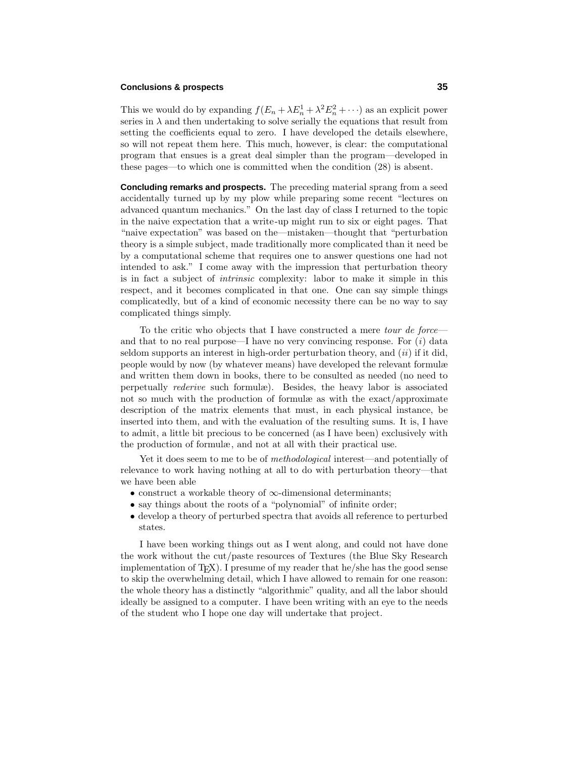This we would do by expanding $f(E_n + \lambda E_n^1 + \lambda^2 E_n^2 + \cdots)$ as an explicit power series in $\lambda$ and then undertaking to solve serially the equations that result from setting the coefficients equal to zero. I have developed the details elsewhere, so will not repeat them here. This much, however, is clear: the computational program that ensues is a great deal simpler than the program—developed in these pages—to which one is committed when the condition (28) is absent.

**Concluding remarks and prospects.** The preceding material sprang from a seed accidentally turned up by my plow while preparing some recent "lectures on advanced quantum mechanics." On the last day of class I returned to the topic in the naive expectation that a write-up might run to six or eight pages. That "naive expectation" was based on the—mistaken—thought that "perturbation theory is a simple subject, made traditionally more complicated than it need be by a computational scheme that requires one to answer questions one had not intended to ask." I come away with the impression that perturbation theory is in fact a subject of *intrinsic* complexity: labor to make it simple in this respect, and it becomes complicated in that one. One can say simple things complicatedly, but of a kind of economic necessity there can be no way to say complicated things simply.

To the critic who objects that I have constructed a mere *tour de force*—and that to no real purpose—I have no very convincing response. For (*i*) data seldom supports an interest in high-order perturbation theory, and (*ii*) if it did, people would by now (by whatever means) have developed the relevant formulæ and written them down in books, there to be consulted as needed (no need to perpetually *rederive* such formulæ). Besides, the heavy labor is associated not so much with the production of formulæ as with the exact/approximate description of the matrix elements that must, in each physical instance, be inserted into them, and with the evaluation of the resulting sums. It is, I have to admit, a little bit precious to be concerned (as I have been) exclusively with the production of formulæ, and not at all with their practical use.

Yet it does seem to me to be of *methodological* interest—and potentially of relevance to work having nothing at all to do with perturbation theory—that we have been able

- construct a workable theory of $\infty$-dimensional determinants;
- say things about the roots of a "polynomial" of infinite order;
- develop a theory of perturbed spectra that avoids all reference to perturbed states.

I have been working things out as I went along, and could not have done the work without the cut/paste resources of Textures (the Blue Sky Research implementation of TEX). I presume of my reader that he/she has the good sense to skip the overwhelming detail, which I have allowed to remain for one reason: the whole theory has a distinctly "algorithmic" quality, and all the labor should ideally be assigned to a computer. I have been writing with an eye to the needs of the student who I hope one day will undertake that project.